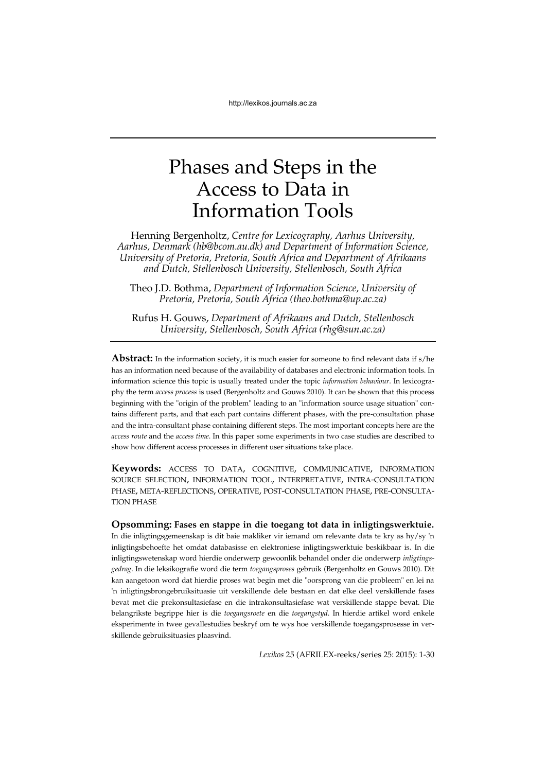# Phases and Steps in the Access to Data in Information Tools

Henning Bergenholtz, *Centre for Lexicography, Aarhus University, Aarhus, Denmark (hb@bcom.au.dk) and Department of Information Science, University of Pretoria, Pretoria, South Africa and Department of Afrikaans and Dutch, Stellenbosch University, Stellenbosch, South Africa*

Theo J.D. Bothma, *Department of Information Science, University of Pretoria, Pretoria, South Africa (theo.bothma@up.ac.za)*

Rufus H. Gouws, *Department of Afrikaans and Dutch, Stellenbosch University, Stellenbosch, South Africa (rhg@sun.ac.za)*

**Abstract:** In the information society, it is much easier for someone to find relevant data if s/he has an information need because of the availability of databases and electronic information tools. In information science this topic is usually treated under the topic *information behaviour*. In lexicography the term *access process* is used (Bergenholtz and Gouws 2010). It can be shown that this process beginning with the "origin of the problem" leading to an "information source usage situation" contains different parts, and that each part contains different phases, with the pre-consultation phase and the intra-consultant phase containing different steps. The most important concepts here are the *access route* and the *access time*. In this paper some experiments in two case studies are described to show how different access processes in different user situations take place.

**Keywords:** ACCESS TO DATA, COGNITIVE, COMMUNICATIVE, INFORMATION SOURCE SELECTION, INFORMATION TOOL, INTERPRETATIVE, INTRA-CONSULTATION PHASE, META-REFLECTIONS, OPERATIVE, POST-CONSULTATION PHASE, PRE-CONSULTATION PHASE

**Opsomming: Fases en stappe in die toegang tot data in inligtingswerktuie.** In die inligtingsgemeenskap is dit baie makliker vir iemand om relevante data te kry as hy/sy 'n inligtingsbehoefte het omdat databasisse en elektroniese inligtingswerktuie beskikbaar is. In die inligtingswetenskap word hierdie onderwerp gewoonlik behandel onder die onderwerp *inligtingsgedrag*. In die leksikografie word die term *toegangsproses* gebruik (Bergenholtz en Gouws 2010). Dit kan aangetoon word dat hierdie proses wat begin met die "oorsprong van die probleem" en lei na 'n inligtingsbrongebruiksituasie uit verskillende dele bestaan en dat elke deel verskillende fases bevat met die prekonsultasiefase en die intrakonsultasiefase wat verskillende stappe bevat. Die belangrikste begrippe hier is die *toegangsroete* en die *toegangstyd*. In hierdie artikel word enkele eksperimente in twee gevallestudies beskryf om te wys hoe verskillende toegangsprosesse in verskillende gebruiksituasies plaasvind.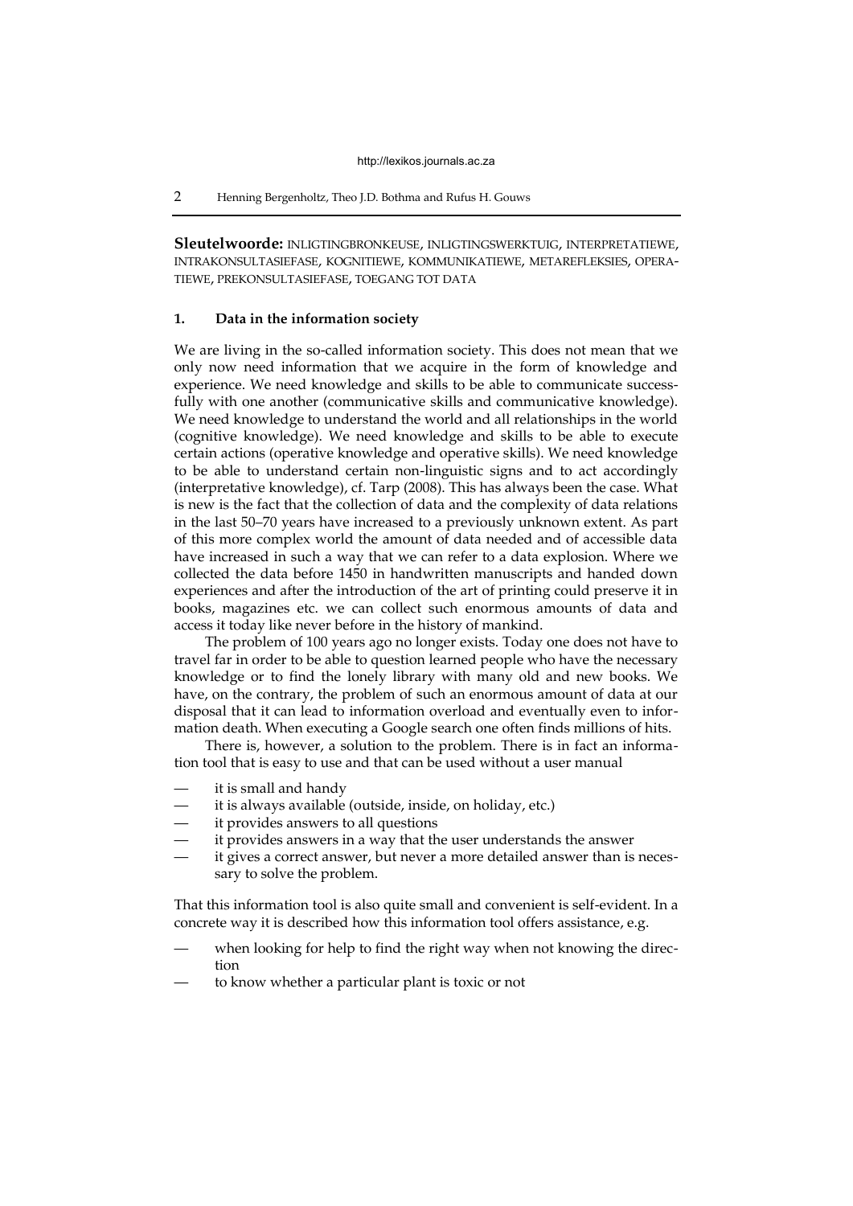**Sleutelwoorde:** INLIGTINGBRONKEUSE, INLIGTINGSWERKTUIG, INTERPRETATIEWE, INTRAKONSULTASIEFASE, KOGNITIEWE, KOMMUNIKATIEWE, METAREFLEKSIES, OPERATIEWE, PREKONSULTASIEFASE, TOEGANG TOT DATA

## 1. Data in the information society

We are living in the so-called information society. This does not mean that we only now need information that we acquire in the form of knowledge and experience. We need knowledge and skills to be able to communicate successfully with one another (communicative skills and communicative knowledge). We need knowledge to understand the world and all relationships in the world (cognitive knowledge). We need knowledge and skills to be able to execute certain actions (operative knowledge and operative skills). We need knowledge to be able to understand certain non-linguistic signs and to act accordingly (interpretative knowledge), cf. Tarp (2008). This has always been the case. What is new is the fact that the collection of data and the complexity of data relations in the last 50–70 years have increased to a previously unknown extent. As part of this more complex world the amount of data needed and of accessible data have increased in such a way that we can refer to a data explosion. Where we collected the data before 1450 in handwritten manuscripts and handed down experiences and after the introduction of the art of printing could preserve it in books, magazines etc. we can collect such enormous amounts of data and access it today like never before in the history of mankind.

The problem of 100 years ago no longer exists. Today one does not have to travel far in order to be able to question learned people who have the necessary knowledge or to find the lonely library with many old and new books. We have, on the contrary, the problem of such an enormous amount of data at our disposal that it can lead to information overload and eventually even to information death. When executing a Google search one often finds millions of hits.

There is, however, a solution to the problem. There is in fact an information tool that is easy to use and that can be used without a user manual

- it is small and handy
- it is always available (outside, inside, on holiday, etc.)
- it provides answers to all questions
- it provides answers in a way that the user understands the answer
- it gives a correct answer, but never a more detailed answer than is necessary to solve the problem.

That this information tool is also quite small and convenient is self-evident. In a concrete way it is described how this information tool offers assistance, e.g.

- when looking for help to find the right way when not knowing the direction
- to know whether a particular plant is toxic or not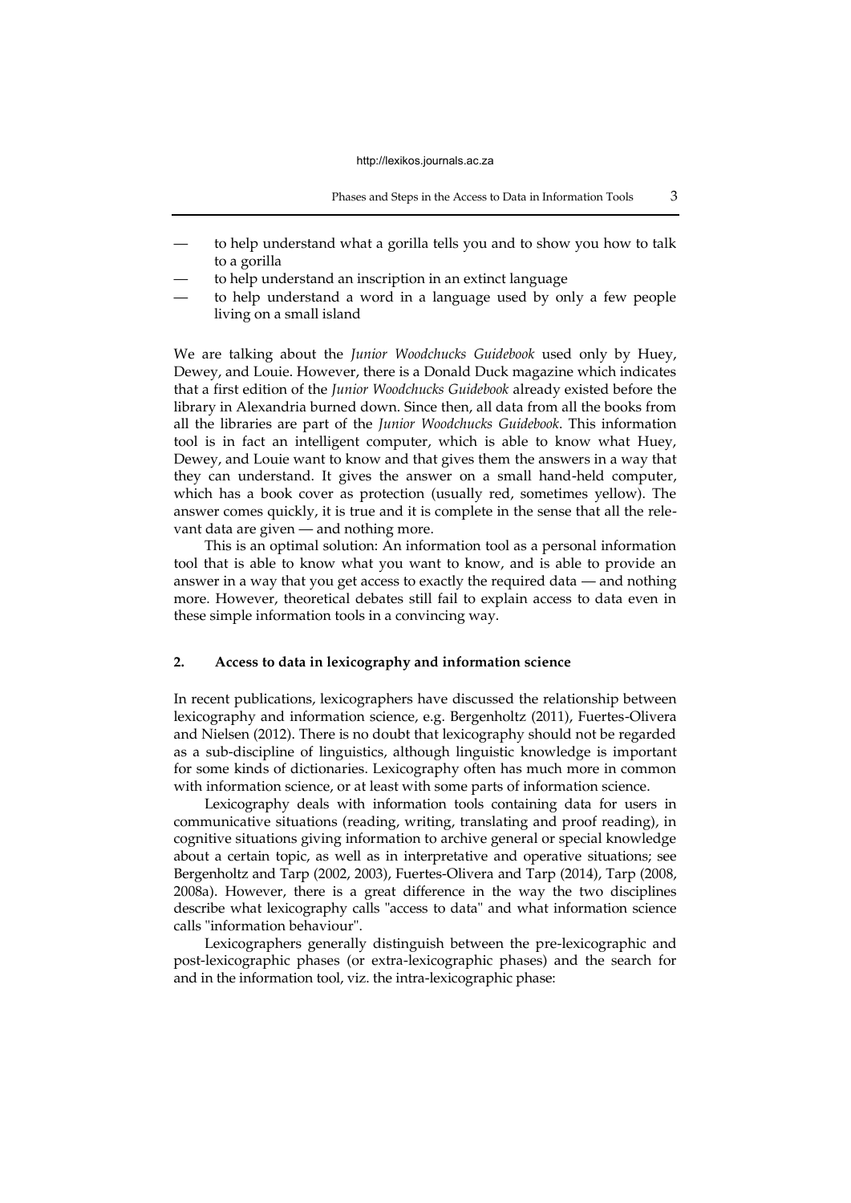— to help understand what a gorilla tells you and to show you how to talk to a gorilla
— to help understand an inscription in an extinct language
— to help understand a word in a language used by only a few people living on a small island

We are talking about the *Junior Woodchucks Guidebook* used only by Huey, Dewey, and Louie. However, there is a Donald Duck magazine which indicates that a first edition of the *Junior Woodchucks Guidebook* already existed before the library in Alexandria burned down. Since then, all data from all the books from all the libraries are part of the *Junior Woodchucks Guidebook*. This information tool is in fact an intelligent computer, which is able to know what Huey, Dewey, and Louie want to know and that gives them the answers in a way that they can understand. It gives the answer on a small hand-held computer, which has a book cover as protection (usually red, sometimes yellow). The answer comes quickly, it is true and it is complete in the sense that all the relevant data are given — and nothing more.

This is an optimal solution: An information tool as a personal information tool that is able to know what you want to know, and is able to provide an answer in a way that you get access to exactly the required data — and nothing more. However, theoretical debates still fail to explain access to data even in these simple information tools in a convincing way.

## 2. Access to data in lexicography and information science

In recent publications, lexicographers have discussed the relationship between lexicography and information science, e.g. Bergenholtz (2011), Fuertes-Olivera and Nielsen (2012). There is no doubt that lexicography should not be regarded as a sub-discipline of linguistics, although linguistic knowledge is important for some kinds of dictionaries. Lexicography often has much more in common with information science, or at least with some parts of information science.

Lexicography deals with information tools containing data for users in communicative situations (reading, writing, translating and proof reading), in cognitive situations giving information to archive general or special knowledge about a certain topic, as well as in interpretative and operative situations; see Bergenholtz and Tarp (2002, 2003), Fuertes-Olivera and Tarp (2014), Tarp (2008, 2008a). However, there is a great difference in the way the two disciplines describe what lexicography calls "access to data" and what information science calls "information behaviour".

Lexicographers generally distinguish between the pre-lexicographic and post-lexicographic phases (or extra-lexicographic phases) and the search for and in the information tool, viz. the intra-lexicographic phase: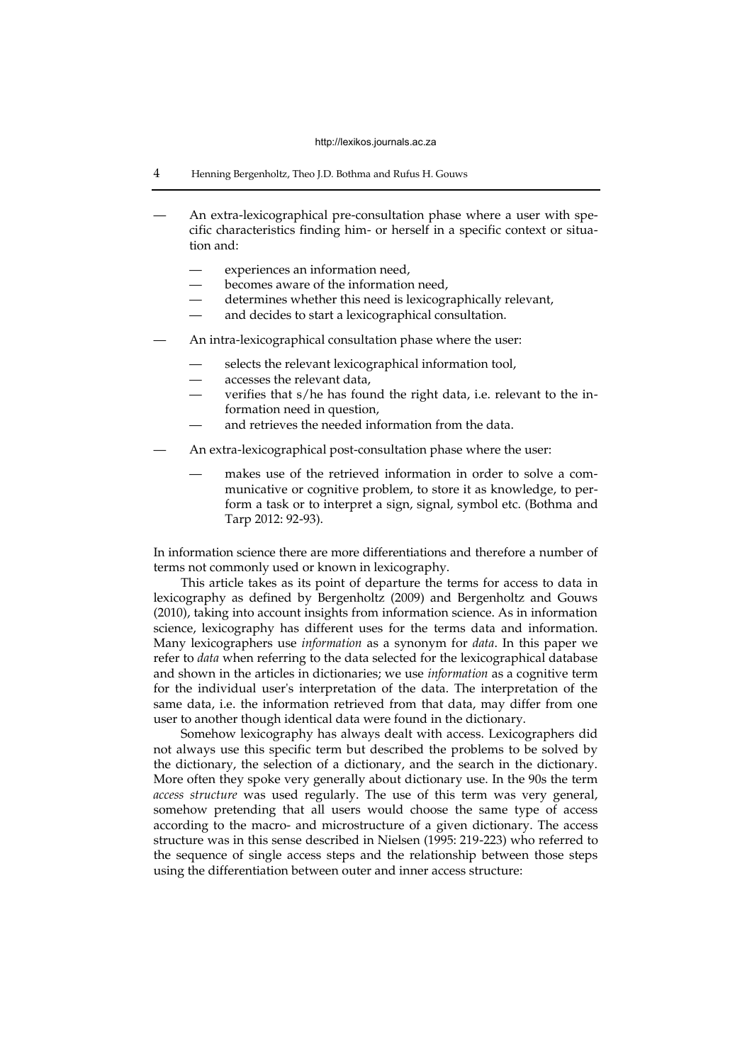- An extra-lexicographical pre-consultation phase where a user with specific characteristics finding him- or herself in a specific context or situation and:
  - experiences an information need,
  - becomes aware of the information need,
  - determines whether this need is lexicographically relevant,
  - and decides to start a lexicographical consultation.
- An intra-lexicographical consultation phase where the user:
  - selects the relevant lexicographical information tool,
  - accesses the relevant data,
  - verifies that s/he has found the right data, i.e. relevant to the information need in question,
  - and retrieves the needed information from the data.
- An extra-lexicographical post-consultation phase where the user:
  - makes use of the retrieved information in order to solve a communicative or cognitive problem, to store it as knowledge, to perform a task or to interpret a sign, signal, symbol etc. (Bothma and Tarp 2012: 92-93).

In information science there are more differentiations and therefore a number of terms not commonly used or known in lexicography.

This article takes as its point of departure the terms for access to data in lexicography as defined by Bergenholtz (2009) and Bergenholtz and Gouws (2010), taking into account insights from information science. As in information science, lexicography has different uses for the terms data and information. Many lexicographers use *information* as a synonym for *data*. In this paper we refer to *data* when referring to the data selected for the lexicographical database and shown in the articles in dictionaries; we use *information* as a cognitive term for the individual user's interpretation of the data. The interpretation of the same data, i.e. the information retrieved from that data, may differ from one user to another though identical data were found in the dictionary.

Somehow lexicography has always dealt with access. Lexicographers did not always use this specific term but described the problems to be solved by the dictionary, the selection of a dictionary, and the search in the dictionary. More often they spoke very generally about dictionary use. In the 90s the term *access structure* was used regularly. The use of this term was very general, somehow pretending that all users would choose the same type of access according to the macro- and microstructure of a given dictionary. The access structure was in this sense described in Nielsen (1995: 219-223) who referred to the sequence of single access steps and the relationship between those steps using the differentiation between outer and inner access structure: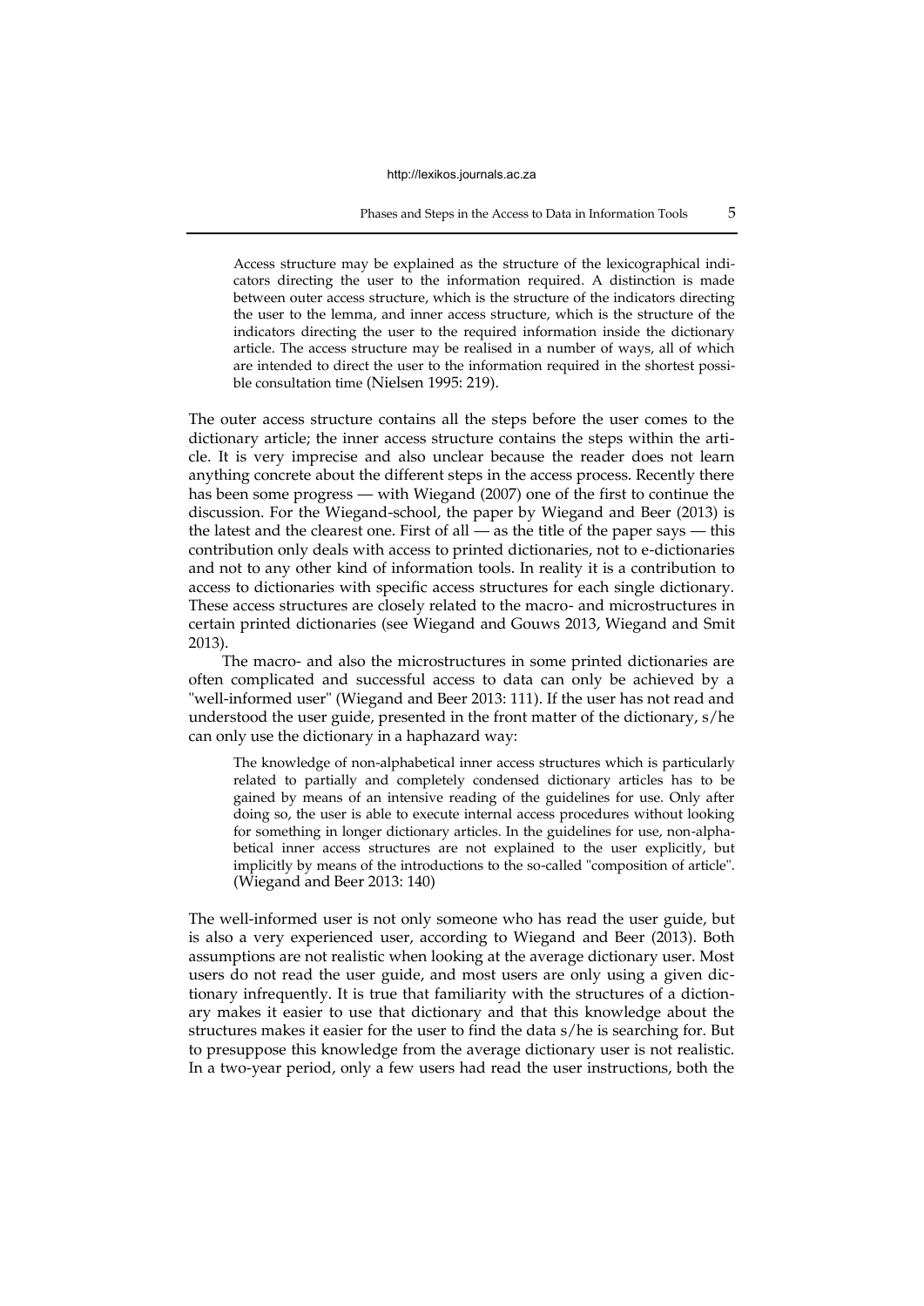> Access structure may be explained as the structure of the lexicographical indicators directing the user to the information required. A distinction is made between outer access structure, which is the structure of the indicators directing the user to the lemma, and inner access structure, which is the structure of the indicators directing the user to the required information inside the dictionary article. The access structure may be realised in a number of ways, all of which are intended to direct the user to the information required in the shortest possible consultation time (Nielsen 1995: 219).

The outer access structure contains all the steps before the user comes to the dictionary article; the inner access structure contains the steps within the article. It is very imprecise and also unclear because the reader does not learn anything concrete about the different steps in the access process. Recently there has been some progress — with Wiegand (2007) one of the first to continue the discussion. For the Wiegand-school, the paper by Wiegand and Beer (2013) is the latest and the clearest one. First of all — as the title of the paper says — this contribution only deals with access to printed dictionaries, not to e-dictionaries and not to any other kind of information tools. In reality it is a contribution to access to dictionaries with specific access structures for each single dictionary. These access structures are closely related to the macro- and microstructures in certain printed dictionaries (see Wiegand and Gouws 2013, Wiegand and Smit 2013).

The macro- and also the microstructures in some printed dictionaries are often complicated and successful access to data can only be achieved by a "well-informed user" (Wiegand and Beer 2013: 111). If the user has not read and understood the user guide, presented in the front matter of the dictionary, s/he can only use the dictionary in a haphazard way:

> The knowledge of non-alphabetical inner access structures which is particularly related to partially and completely condensed dictionary articles has to be gained by means of an intensive reading of the guidelines for use. Only after doing so, the user is able to execute internal access procedures without looking for something in longer dictionary articles. In the guidelines for use, non-alphabetical inner access structures are not explained to the user explicitly, but implicitly by means of the introductions to the so-called "composition of article". (Wiegand and Beer 2013: 140)

The well-informed user is not only someone who has read the user guide, but is also a very experienced user, according to Wiegand and Beer (2013). Both assumptions are not realistic when looking at the average dictionary user. Most users do not read the user guide, and most users are only using a given dictionary infrequently. It is true that familiarity with the structures of a dictionary makes it easier to use that dictionary and that this knowledge about the structures makes it easier for the user to find the data s/he is searching for. But to presuppose this knowledge from the average dictionary user is not realistic. In a two-year period, only a few users had read the user instructions, both the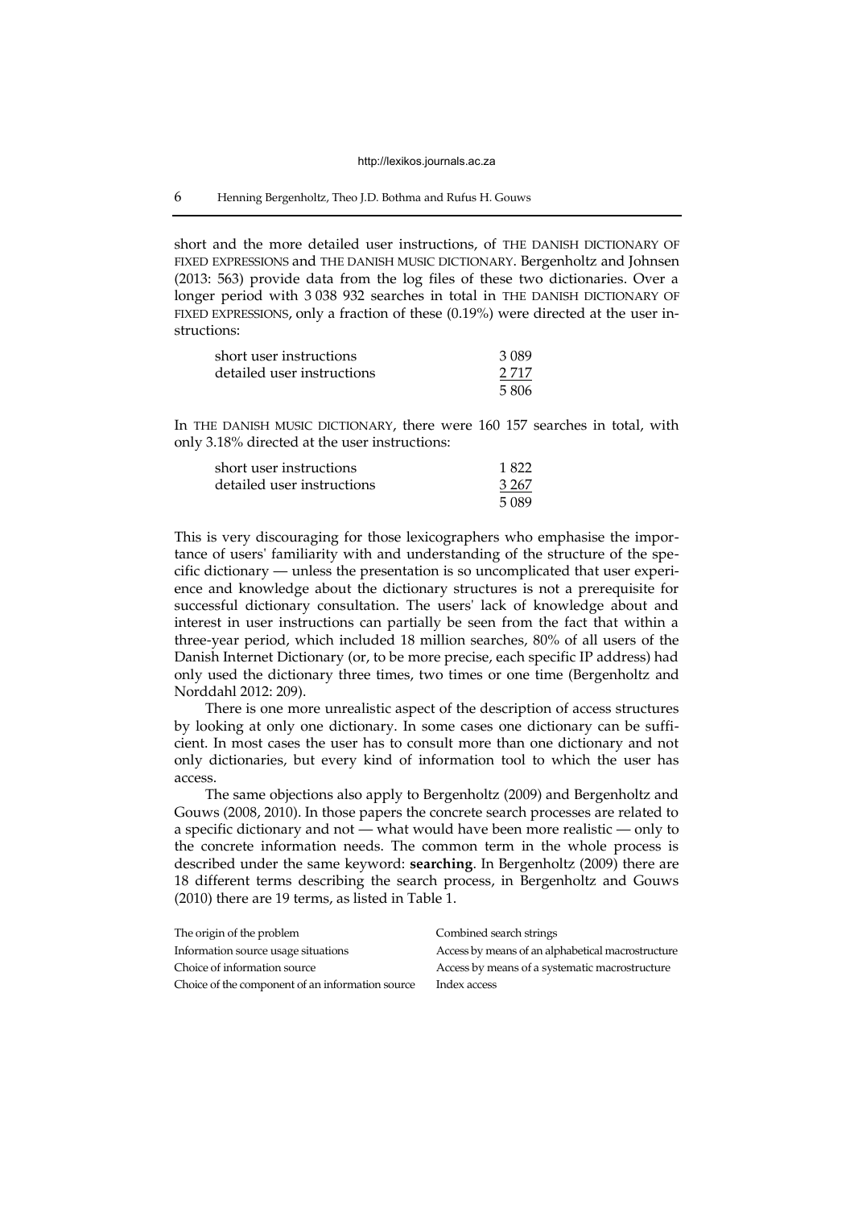short and the more detailed user instructions, of THE DANISH DICTIONARY OF FIXED EXPRESSIONS and THE DANISH MUSIC DICTIONARY. Bergenholtz and Johnsen (2013: 563) provide data from the log files of these two dictionaries. Over a longer period with 3 038 932 searches in total in THE DANISH DICTIONARY OF FIXED EXPRESSIONS, only a fraction of these (0.19%) were directed at the user instructions:

| | |
|---|---|
| short user instructions | 3 089 |
| detailed user instructions | 2 717 |
| | 5 806 |

In THE DANISH MUSIC DICTIONARY, there were 160 157 searches in total, with only 3.18% directed at the user instructions:

| | |
|---|---|
| short user instructions | 1 822 |
| detailed user instructions | 3 267 |
| | 5 089 |

This is very discouraging for those lexicographers who emphasise the importance of users' familiarity with and understanding of the structure of the specific dictionary — unless the presentation is so uncomplicated that user experience and knowledge about the dictionary structures is not a prerequisite for successful dictionary consultation. The users' lack of knowledge about and interest in user instructions can partially be seen from the fact that within a three-year period, which included 18 million searches, 80% of all users of the Danish Internet Dictionary (or, to be more precise, each specific IP address) had only used the dictionary three times, two times or one time (Bergenholtz and Norddahl 2012: 209).

There is one more unrealistic aspect of the description of access structures by looking at only one dictionary. In some cases one dictionary can be sufficient. In most cases the user has to consult more than one dictionary and not only dictionaries, but every kind of information tool to which the user has access.

The same objections also apply to Bergenholtz (2009) and Bergenholtz and Gouws (2008, 2010). In those papers the concrete search processes are related to a specific dictionary and not — what would have been more realistic — only to the concrete information needs. The common term in the whole process is described under the same keyword: **searching**. In Bergenholtz (2009) there are 18 different terms describing the search process, in Bergenholtz and Gouws (2010) there are 19 terms, as listed in Table 1.

| | |
|---|---|
| The origin of the problem | Combined search strings |
| Information source usage situations | Access by means of an alphabetical macrostructure |
| Choice of information source | Access by means of a systematic macrostructure |
| Choice of the component of an information source | Index access |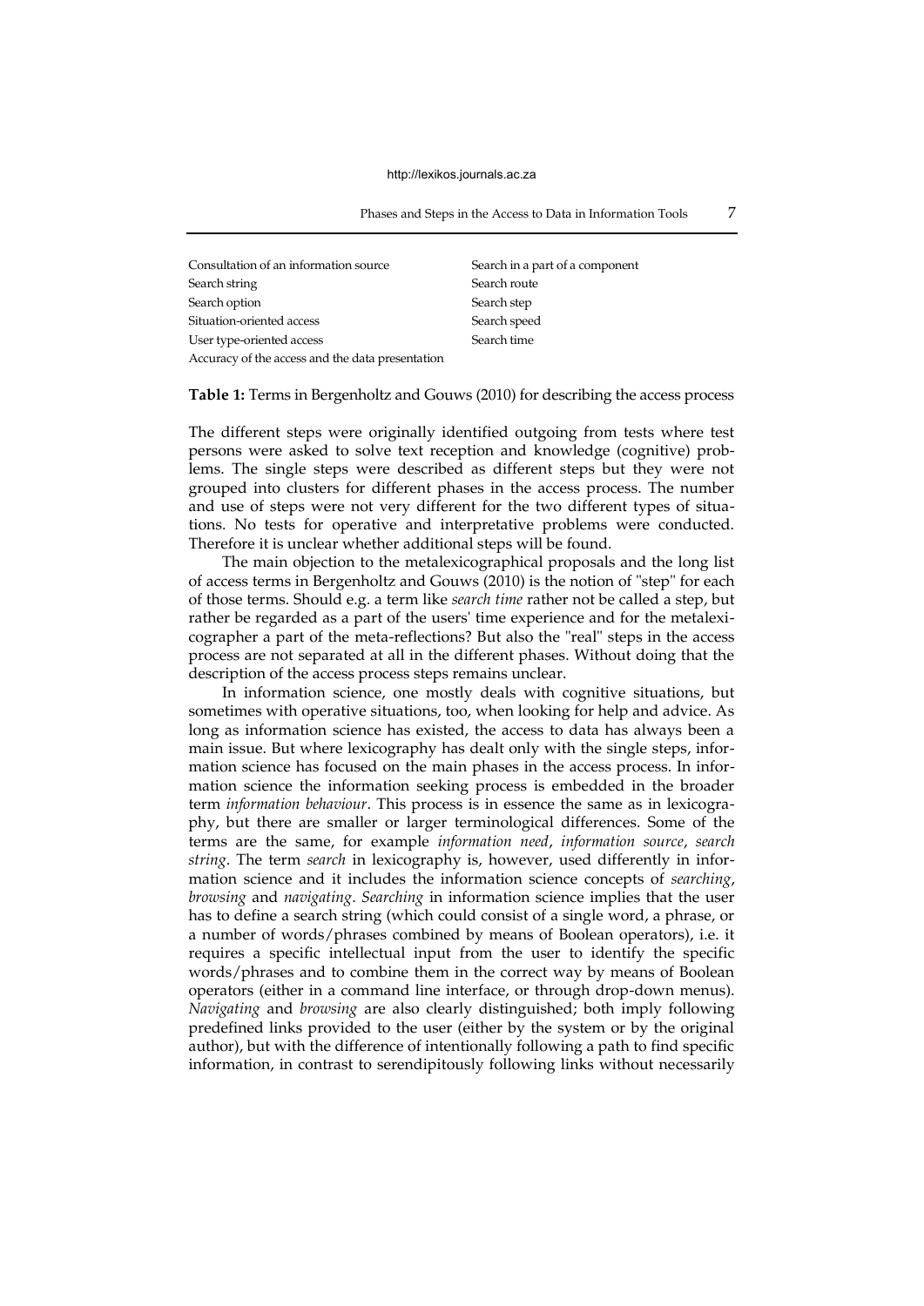| | |
|---|---|
| Consultation of an information source | Search in a part of a component |
| Search string | Search route |
| Search option | Search step |
| Situation-oriented access | Search speed |
| User type-oriented access | Search time |
| Accuracy of the access and the data presentation | |

**Table 1:** Terms in Bergenholtz and Gouws (2010) for describing the access process

The different steps were originally identified outgoing from tests where test persons were asked to solve text reception and knowledge (cognitive) problems. The single steps were described as different steps but they were not grouped into clusters for different phases in the access process. The number and use of steps were not very different for the two different types of situations. No tests for operative and interpretative problems were conducted. Therefore it is unclear whether additional steps will be found.

The main objection to the metalexicographical proposals and the long list of access terms in Bergenholtz and Gouws (2010) is the notion of "step" for each of those terms. Should e.g. a term like *search time* rather not be called a step, but rather be regarded as a part of the users' time experience and for the metalexicographer a part of the meta-reflections? But also the "real" steps in the access process are not separated at all in the different phases. Without doing that the description of the access process steps remains unclear.

In information science, one mostly deals with cognitive situations, but sometimes with operative situations, too, when looking for help and advice. As long as information science has existed, the access to data has always been a main issue. But where lexicography has dealt only with the single steps, information science has focused on the main phases in the access process. In information science the information seeking process is embedded in the broader term *information behaviour*. This process is in essence the same as in lexicography, but there are smaller or larger terminological differences. Some of the terms are the same, for example *information need*, *information source*, *search string*. The term *search* in lexicography is, however, used differently in information science and it includes the information science concepts of *searching*, *browsing* and *navigating*. *Searching* in information science implies that the user has to define a search string (which could consist of a single word, a phrase, or a number of words/phrases combined by means of Boolean operators), i.e. it requires a specific intellectual input from the user to identify the specific words/phrases and to combine them in the correct way by means of Boolean operators (either in a command line interface, or through drop-down menus). *Navigating* and *browsing* are also clearly distinguished; both imply following predefined links provided to the user (either by the system or by the original author), but with the difference of intentionally following a path to find specific information, in contrast to serendipitously following links without necessarily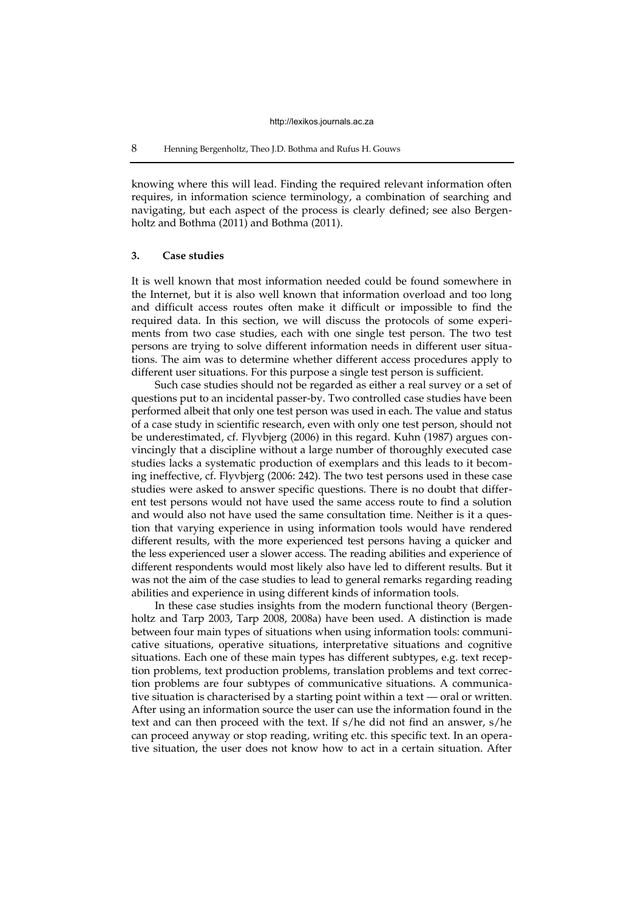knowing where this will lead. Finding the required relevant information often requires, in information science terminology, a combination of searching and navigating, but each aspect of the process is clearly defined; see also Bergenholtz and Bothma (2011) and Bothma (2011).

## 3. Case studies

It is well known that most information needed could be found somewhere in the Internet, but it is also well known that information overload and too long and difficult access routes often make it difficult or impossible to find the required data. In this section, we will discuss the protocols of some experiments from two case studies, each with one single test person. The two test persons are trying to solve different information needs in different user situations. The aim was to determine whether different access procedures apply to different user situations. For this purpose a single test person is sufficient.

Such case studies should not be regarded as either a real survey or a set of questions put to an incidental passer-by. Two controlled case studies have been performed albeit that only one test person was used in each. The value and status of a case study in scientific research, even with only one test person, should not be underestimated, cf. Flyvbjerg (2006) in this regard. Kuhn (1987) argues convincingly that a discipline without a large number of thoroughly executed case studies lacks a systematic production of exemplars and this leads to it becoming ineffective, cf. Flyvbjerg (2006: 242). The two test persons used in these case studies were asked to answer specific questions. There is no doubt that different test persons would not have used the same access route to find a solution and would also not have used the same consultation time. Neither is it a question that varying experience in using information tools would have rendered different results, with the more experienced test persons having a quicker and the less experienced user a slower access. The reading abilities and experience of different respondents would most likely also have led to different results. But it was not the aim of the case studies to lead to general remarks regarding reading abilities and experience in using different kinds of information tools.

In these case studies insights from the modern functional theory (Bergenholtz and Tarp 2003, Tarp 2008, 2008a) have been used. A distinction is made between four main types of situations when using information tools: communicative situations, operative situations, interpretative situations and cognitive situations. Each one of these main types has different subtypes, e.g. text reception problems, text production problems, translation problems and text correction problems are four subtypes of communicative situations. A communicative situation is characterised by a starting point within a text — oral or written. After using an information source the user can use the information found in the text and can then proceed with the text. If s/he did not find an answer, s/he can proceed anyway or stop reading, writing etc. this specific text. In an operative situation, the user does not know how to act in a certain situation. After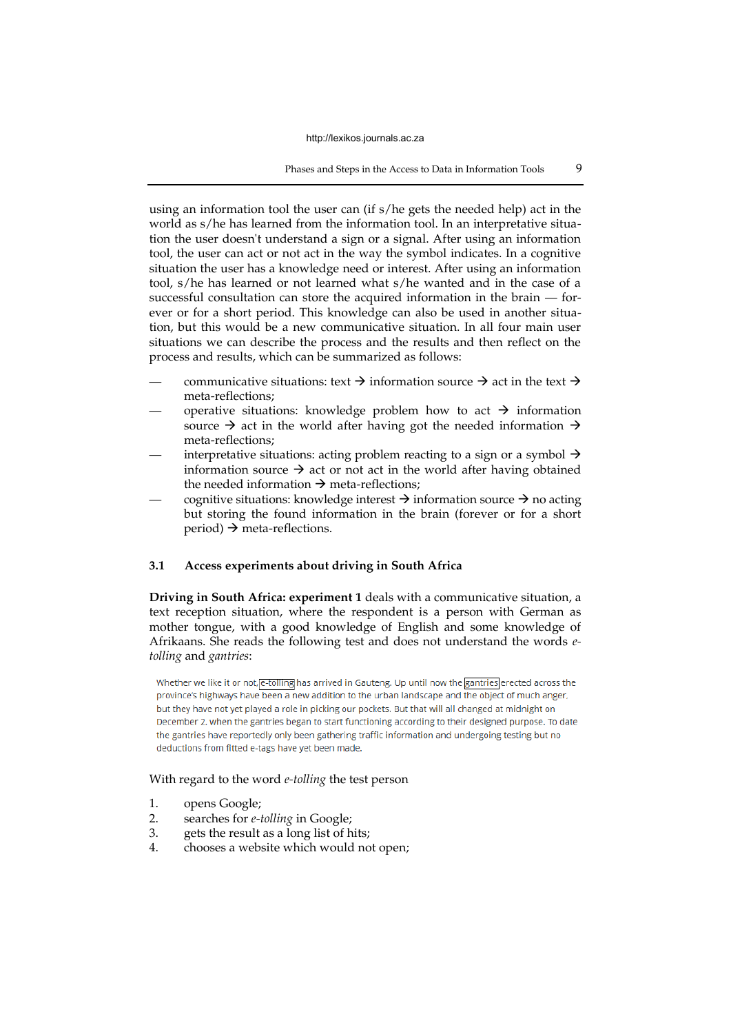using an information tool the user can (if s/he gets the needed help) act in the world as s/he has learned from the information tool. In an interpretative situation the user doesn't understand a sign or a signal. After using an information tool, the user can act or not act in the way the symbol indicates. In a cognitive situation the user has a knowledge need or interest. After using an information tool, s/he has learned or not learned what s/he wanted and in the case of a successful consultation can store the acquired information in the brain — forever or for a short period. This knowledge can also be used in another situation, but this would be a new communicative situation. In all four main user situations we can describe the process and the results and then reflect on the process and results, which can be summarized as follows:

- communicative situations: text → information source → act in the text → meta-reflections;
- operative situations: knowledge problem how to act → information source → act in the world after having got the needed information → meta-reflections;
- interpretative situations: acting problem reacting to a sign or a symbol → information source → act or not act in the world after having obtained the needed information → meta-reflections;
- cognitive situations: knowledge interest → information source → no acting but storing the found information in the brain (forever or for a short period) → meta-reflections.

### 3.1 Access experiments about driving in South Africa

**Driving in South Africa: experiment 1** deals with a communicative situation, a text reception situation, where the respondent is a person with German as mother tongue, with a good knowledge of English and some knowledge of Afrikaans. She reads the following test and does not understand the words *e-tolling* and *gantries*:

> Whether we like it or not, e-tolling has arrived in Gauteng. Up until now the gantries erected across the province's highways have been a new addition to the urban landscape and the object of much anger, but they have not yet played a role in picking our pockets. But that will all changed at midnight on December 2, when the gantries began to start functioning according to their designed purpose. To date the gantries have reportedly only been gathering traffic information and undergoing testing but no deductions from fitted e-tags have yet been made.

With regard to the word *e-tolling* the test person

1. opens Google;
2. searches for *e-tolling* in Google;
3. gets the result as a long list of hits;
4. chooses a website which would not open;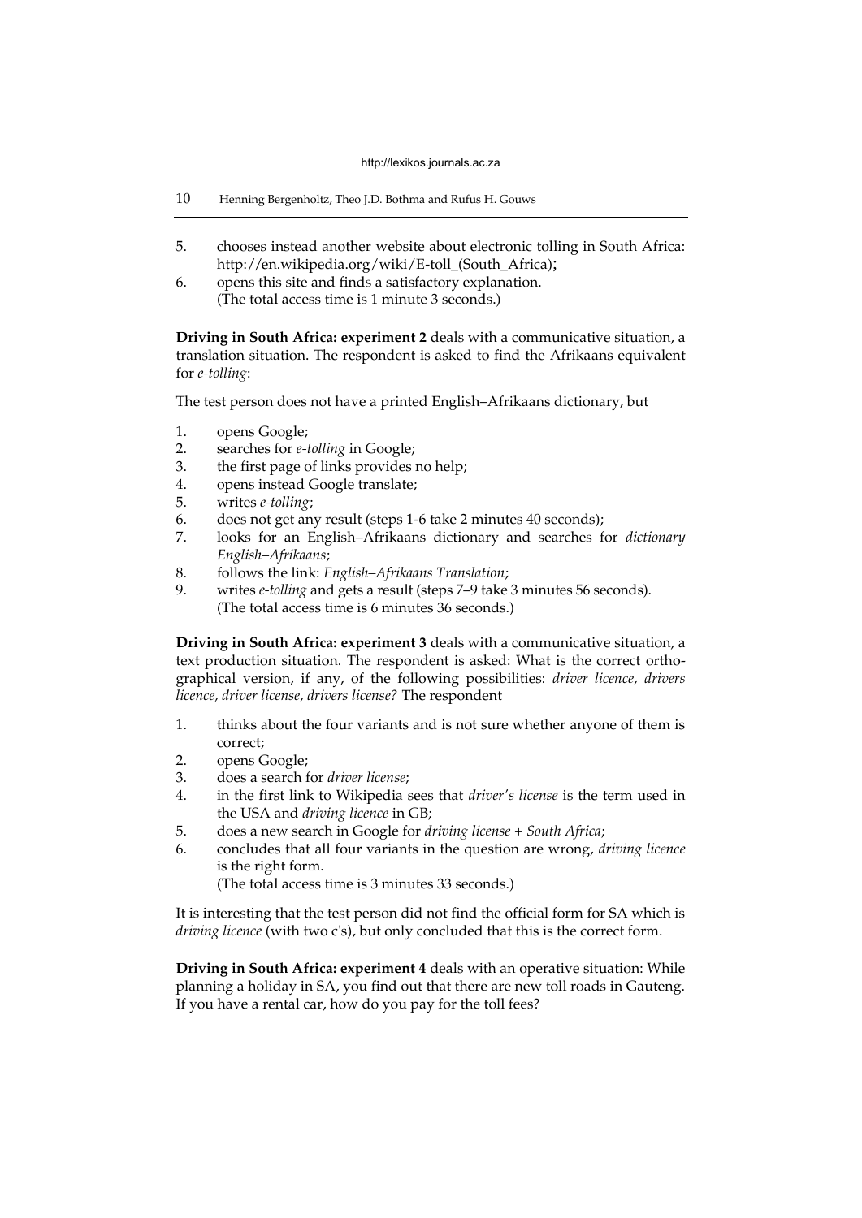5. chooses instead another website about electronic tolling in South Africa: http://en.wikipedia.org/wiki/E-toll_(South_Africa);
6. opens this site and finds a satisfactory explanation.
   (The total access time is 1 minute 3 seconds.)

**Driving in South Africa: experiment 2** deals with a communicative situation, a translation situation. The respondent is asked to find the Afrikaans equivalent for *e-tolling*:

The test person does not have a printed English–Afrikaans dictionary, but

1. opens Google;
2. searches for *e-tolling* in Google;
3. the first page of links provides no help;
4. opens instead Google translate;
5. writes *e-tolling*;
6. does not get any result (steps 1-6 take 2 minutes 40 seconds);
7. looks for an English–Afrikaans dictionary and searches for *dictionary English–Afrikaans*;
8. follows the link: *English–Afrikaans Translation*;
9. writes *e-tolling* and gets a result (steps 7–9 take 3 minutes 56 seconds).
   (The total access time is 6 minutes 36 seconds.)

**Driving in South Africa: experiment 3** deals with a communicative situation, a text production situation. The respondent is asked: What is the correct orthographical version, if any, of the following possibilities: *driver licence, drivers licence, driver license, drivers license?* The respondent

1. thinks about the four variants and is not sure whether anyone of them is correct;
2. opens Google;
3. does a search for *driver license*;
4. in the first link to Wikipedia sees that *driver's license* is the term used in the USA and *driving licence* in GB;
5. does a new search in Google for *driving license + South Africa*;
6. concludes that all four variants in the question are wrong, *driving licence* is the right form.
   (The total access time is 3 minutes 33 seconds.)

It is interesting that the test person did not find the official form for SA which is *driving licence* (with two c's), but only concluded that this is the correct form.

**Driving in South Africa: experiment 4** deals with an operative situation: While planning a holiday in SA, you find out that there are new toll roads in Gauteng. If you have a rental car, how do you pay for the toll fees?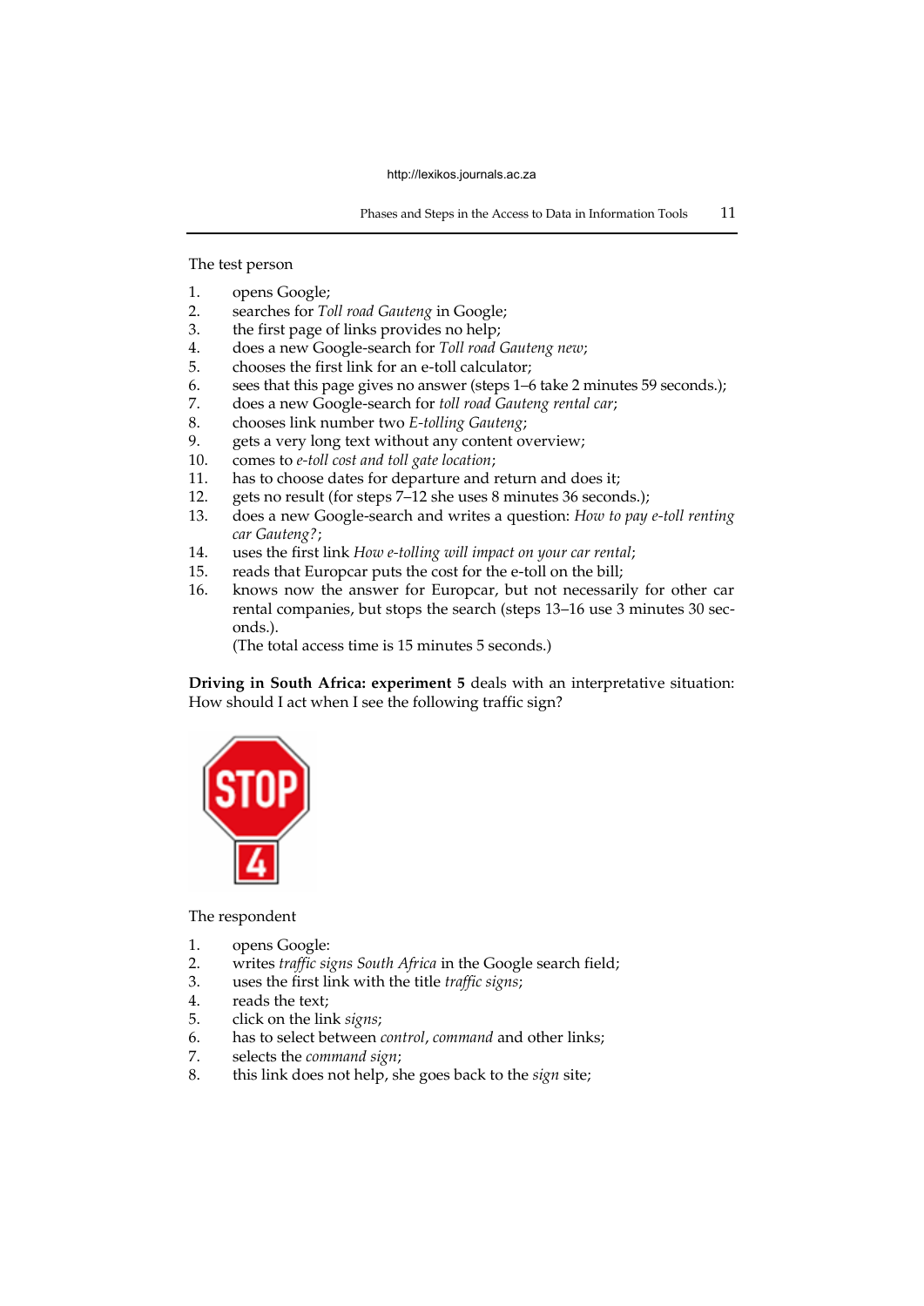The test person

1. opens Google;
2. searches for *Toll road Gauteng* in Google;
3. the first page of links provides no help;
4. does a new Google-search for *Toll road Gauteng new*;
5. chooses the first link for an e-toll calculator;
6. sees that this page gives no answer (steps 1–6 take 2 minutes 59 seconds.);
7. does a new Google-search for *toll road Gauteng rental car*;
8. chooses link number two *E-tolling Gauteng*;
9. gets a very long text without any content overview;
10. comes to *e-toll cost and toll gate location*;
11. has to choose dates for departure and return and does it;
12. gets no result (for steps 7–12 she uses 8 minutes 36 seconds.);
13. does a new Google-search and writes a question: *How to pay e-toll renting car Gauteng?*;
14. uses the first link *How e-tolling will impact on your car rental*;
15. reads that Europcar puts the cost for the e-toll on the bill;
16. knows now the answer for Europcar, but not necessarily for other car rental companies, but stops the search (steps 13–16 use 3 minutes 30 seconds.).
    (The total access time is 15 minutes 5 seconds.)

**Driving in South Africa: experiment 5** deals with an interpretative situation: How should I act when I see the following traffic sign?

STOP
4

The respondent

1. opens Google:
2. writes *traffic signs South Africa* in the Google search field;
3. uses the first link with the title *traffic signs*;
4. reads the text;
5. click on the link *signs*;
6. has to select between *control*, *command* and other links;
7. selects the *command sign*;
8. this link does not help, she goes back to the *sign* site;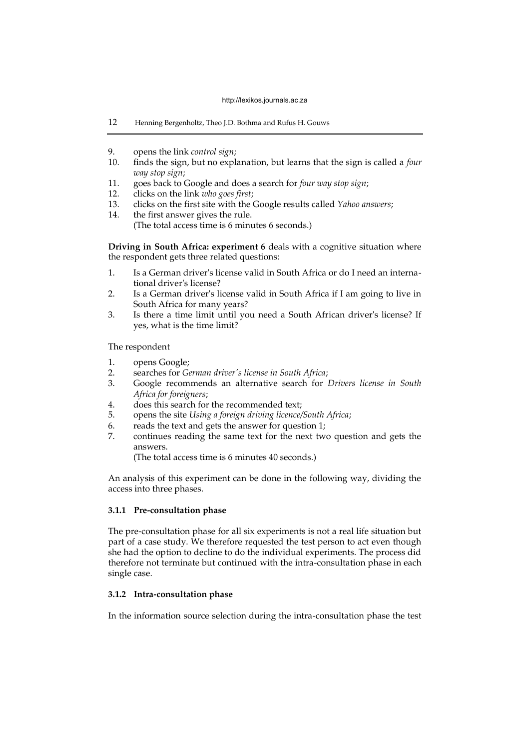9. opens the link *control sign*;
10. finds the sign, but no explanation, but learns that the sign is called a *four way stop sign*;
11. goes back to Google and does a search for *four way stop sign*;
12. clicks on the link *who goes first*;
13. clicks on the first site with the Google results called *Yahoo answers*;
14. the first answer gives the rule.
    (The total access time is 6 minutes 6 seconds.)

**Driving in South Africa: experiment 6** deals with a cognitive situation where the respondent gets three related questions:

1. Is a German driver's license valid in South Africa or do I need an international driver's license?
2. Is a German driver's license valid in South Africa if I am going to live in South Africa for many years?
3. Is there a time limit until you need a South African driver's license? If yes, what is the time limit?

The respondent

1. opens Google;
2. searches for *German driver's license in South Africa*;
3. Google recommends an alternative search for *Drivers license in South Africa for foreigners*;
4. does this search for the recommended text;
5. opens the site *Using a foreign driving licence/South Africa*;
6. reads the text and gets the answer for question 1;
7. continues reading the same text for the next two question and gets the answers.
    (The total access time is 6 minutes 40 seconds.)

An analysis of this experiment can be done in the following way, dividing the access into three phases.

### 3.1.1 Pre-consultation phase

The pre-consultation phase for all six experiments is not a real life situation but part of a case study. We therefore requested the test person to act even though she had the option to decline to do the individual experiments. The process did therefore not terminate but continued with the intra-consultation phase in each single case.

### 3.1.2 Intra-consultation phase

In the information source selection during the intra-consultation phase the test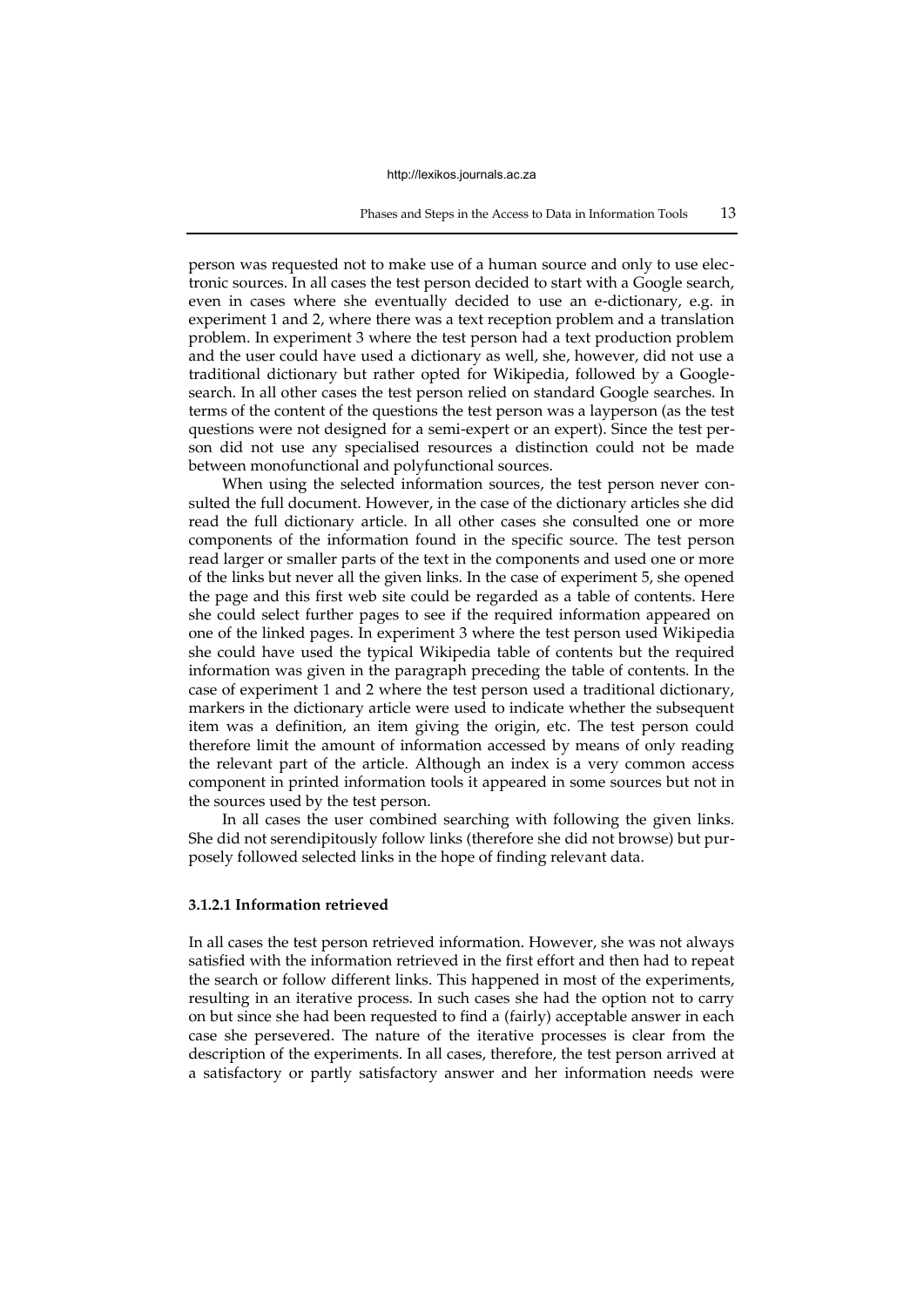person was requested not to make use of a human source and only to use electronic sources. In all cases the test person decided to start with a Google search, even in cases where she eventually decided to use an e-dictionary, e.g. in experiment 1 and 2, where there was a text reception problem and a translation problem. In experiment 3 where the test person had a text production problem and the user could have used a dictionary as well, she, however, did not use a traditional dictionary but rather opted for Wikipedia, followed by a Google-search. In all other cases the test person relied on standard Google searches. In terms of the content of the questions the test person was a layperson (as the test questions were not designed for a semi-expert or an expert). Since the test person did not use any specialised resources a distinction could not be made between monofunctional and polyfunctional sources.

When using the selected information sources, the test person never consulted the full document. However, in the case of the dictionary articles she did read the full dictionary article. In all other cases she consulted one or more components of the information found in the specific source. The test person read larger or smaller parts of the text in the components and used one or more of the links but never all the given links. In the case of experiment 5, she opened the page and this first web site could be regarded as a table of contents. Here she could select further pages to see if the required information appeared on one of the linked pages. In experiment 3 where the test person used Wikipedia she could have used the typical Wikipedia table of contents but the required information was given in the paragraph preceding the table of contents. In the case of experiment 1 and 2 where the test person used a traditional dictionary, markers in the dictionary article were used to indicate whether the subsequent item was a definition, an item giving the origin, etc. The test person could therefore limit the amount of information accessed by means of only reading the relevant part of the article. Although an index is a very common access component in printed information tools it appeared in some sources but not in the sources used by the test person.

In all cases the user combined searching with following the given links. She did not serendipitously follow links (therefore she did not browse) but purposely followed selected links in the hope of finding relevant data.

#### 3.1.2.1 Information retrieved

In all cases the test person retrieved information. However, she was not always satisfied with the information retrieved in the first effort and then had to repeat the search or follow different links. This happened in most of the experiments, resulting in an iterative process. In such cases she had the option not to carry on but since she had been requested to find a (fairly) acceptable answer in each case she persevered. The nature of the iterative processes is clear from the description of the experiments. In all cases, therefore, the test person arrived at a satisfactory or partly satisfactory answer and her information needs were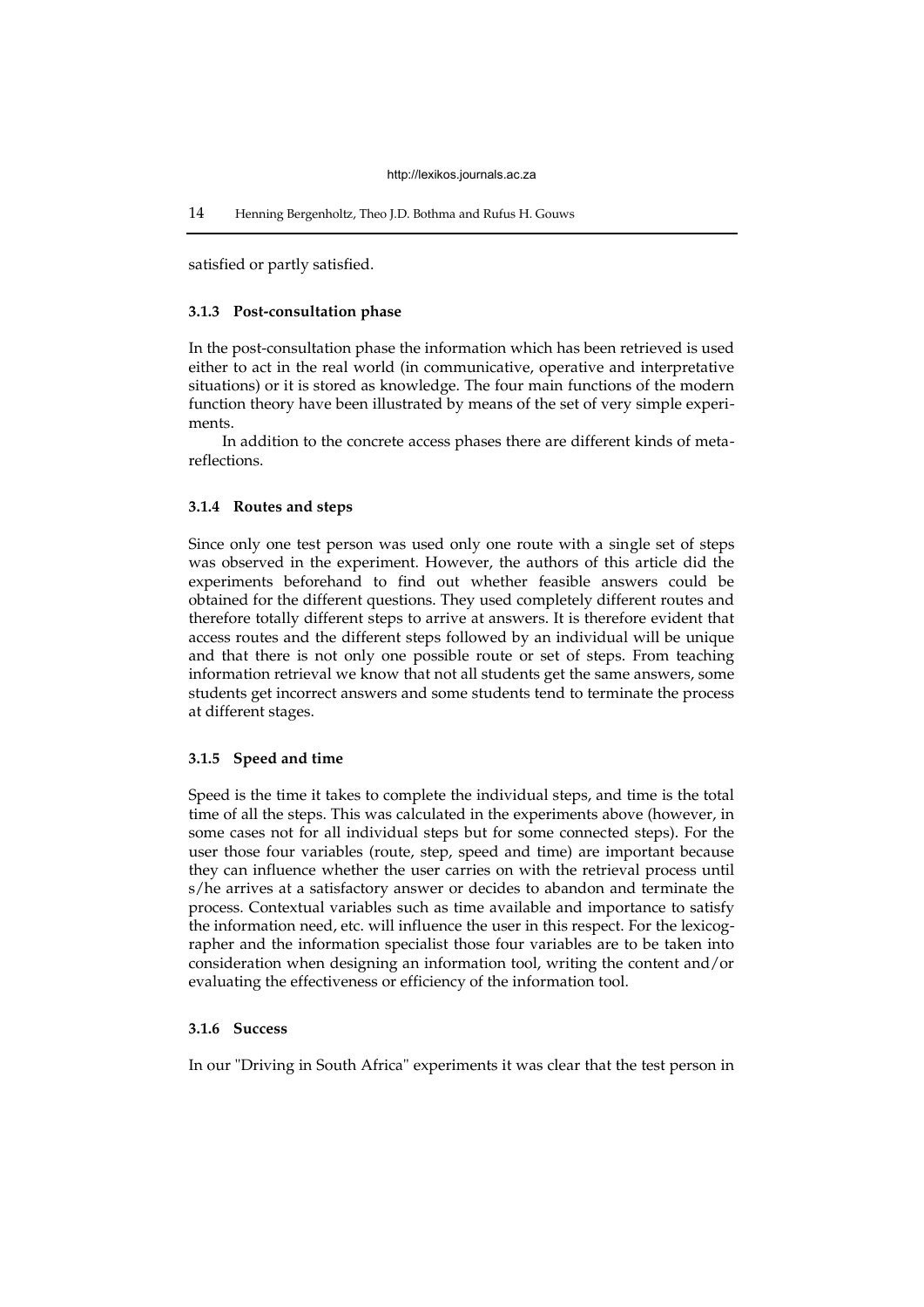satisfied or partly satisfied.

### 3.1.3 Post-consultation phase

In the post-consultation phase the information which has been retrieved is used either to act in the real world (in communicative, operative and interpretative situations) or it is stored as knowledge. The four main functions of the modern function theory have been illustrated by means of the set of very simple experiments.

In addition to the concrete access phases there are different kinds of meta-reflections.

### 3.1.4 Routes and steps

Since only one test person was used only one route with a single set of steps was observed in the experiment. However, the authors of this article did the experiments beforehand to find out whether feasible answers could be obtained for the different questions. They used completely different routes and therefore totally different steps to arrive at answers. It is therefore evident that access routes and the different steps followed by an individual will be unique and that there is not only one possible route or set of steps. From teaching information retrieval we know that not all students get the same answers, some students get incorrect answers and some students tend to terminate the process at different stages.

### 3.1.5 Speed and time

Speed is the time it takes to complete the individual steps, and time is the total time of all the steps. This was calculated in the experiments above (however, in some cases not for all individual steps but for some connected steps). For the user those four variables (route, step, speed and time) are important because they can influence whether the user carries on with the retrieval process until s/he arrives at a satisfactory answer or decides to abandon and terminate the process. Contextual variables such as time available and importance to satisfy the information need, etc. will influence the user in this respect. For the lexicographer and the information specialist those four variables are to be taken into consideration when designing an information tool, writing the content and/or evaluating the effectiveness or efficiency of the information tool.

### 3.1.6 Success

In our "Driving in South Africa" experiments it was clear that the test person in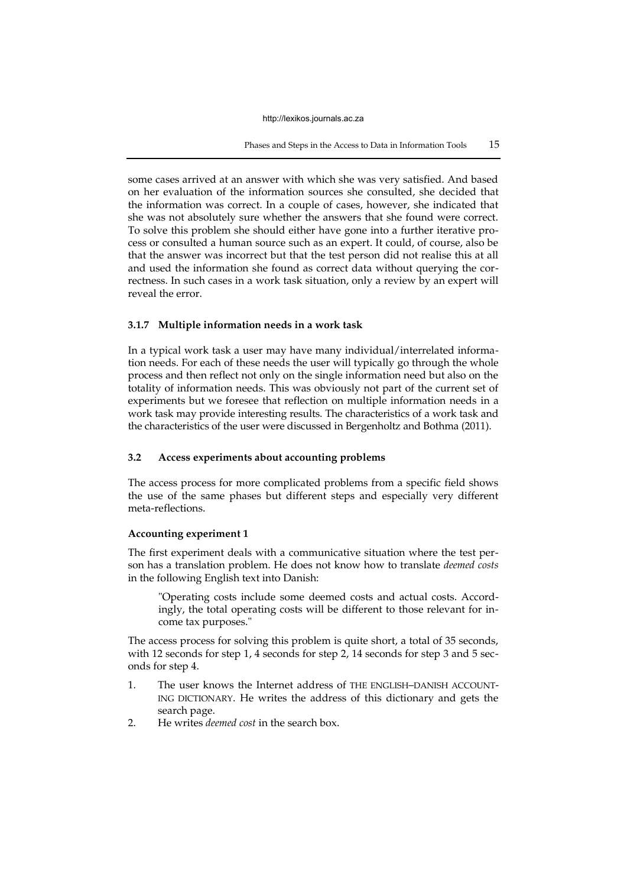some cases arrived at an answer with which she was very satisfied. And based on her evaluation of the information sources she consulted, she decided that the information was correct. In a couple of cases, however, she indicated that she was not absolutely sure whether the answers that she found were correct. To solve this problem she should either have gone into a further iterative process or consulted a human source such as an expert. It could, of course, also be that the answer was incorrect but that the test person did not realise this at all and used the information she found as correct data without querying the correctness. In such cases in a work task situation, only a review by an expert will reveal the error.

#### 3.1.7 Multiple information needs in a work task

In a typical work task a user may have many individual/interrelated information needs. For each of these needs the user will typically go through the whole process and then reflect not only on the single information need but also on the totality of information needs. This was obviously not part of the current set of experiments but we foresee that reflection on multiple information needs in a work task may provide interesting results. The characteristics of a work task and the characteristics of the user were discussed in Bergenholtz and Bothma (2011).

### 3.2 Access experiments about accounting problems

The access process for more complicated problems from a specific field shows the use of the same phases but different steps and especially very different meta-reflections.

**Accounting experiment 1**

The first experiment deals with a communicative situation where the test person has a translation problem. He does not know how to translate *deemed costs* in the following English text into Danish:

> "Operating costs include some deemed costs and actual costs. Accordingly, the total operating costs will be different to those relevant for income tax purposes."

The access process for solving this problem is quite short, a total of 35 seconds, with 12 seconds for step 1, 4 seconds for step 2, 14 seconds for step 3 and 5 seconds for step 4.

1. The user knows the Internet address of THE ENGLISH–DANISH ACCOUNTING DICTIONARY. He writes the address of this dictionary and gets the search page.
2. He writes *deemed cost* in the search box.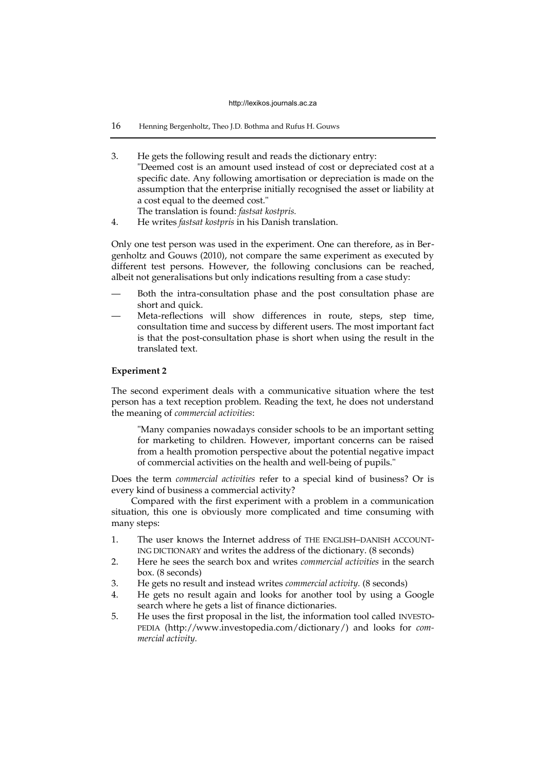3. He gets the following result and reads the dictionary entry:
   "Deemed cost is an amount used instead of cost or depreciated cost at a specific date. Any following amortisation or depreciation is made on the assumption that the enterprise initially recognised the asset or liability at a cost equal to the deemed cost."
   The translation is found: *fastsat kostpris.*
4. He writes *fastsat kostpris* in his Danish translation.

Only one test person was used in the experiment. One can therefore, as in Bergenholtz and Gouws (2010), not compare the same experiment as executed by different test persons. However, the following conclusions can be reached, albeit not generalisations but only indications resulting from a case study:

- Both the intra-consultation phase and the post consultation phase are short and quick.
- Meta-reflections will show differences in route, steps, step time, consultation time and success by different users. The most important fact is that the post-consultation phase is short when using the result in the translated text.

**Experiment 2**

The second experiment deals with a communicative situation where the test person has a text reception problem. Reading the text, he does not understand the meaning of *commercial activities*:

> "Many companies nowadays consider schools to be an important setting for marketing to children. However, important concerns can be raised from a health promotion perspective about the potential negative impact of commercial activities on the health and well-being of pupils."

Does the term *commercial activities* refer to a special kind of business? Or is every kind of business a commercial activity?

Compared with the first experiment with a problem in a communication situation, this one is obviously more complicated and time consuming with many steps:

1. The user knows the Internet address of THE ENGLISH–DANISH ACCOUNTING DICTIONARY and writes the address of the dictionary. (8 seconds)
2. Here he sees the search box and writes *commercial activities* in the search box. (8 seconds)
3. He gets no result and instead writes *commercial activity.* (8 seconds)
4. He gets no result again and looks for another tool by using a Google search where he gets a list of finance dictionaries.
5. He uses the first proposal in the list, the information tool called INVESTOPEDIA (http://www.investopedia.com/dictionary/) and looks for *commercial activity.*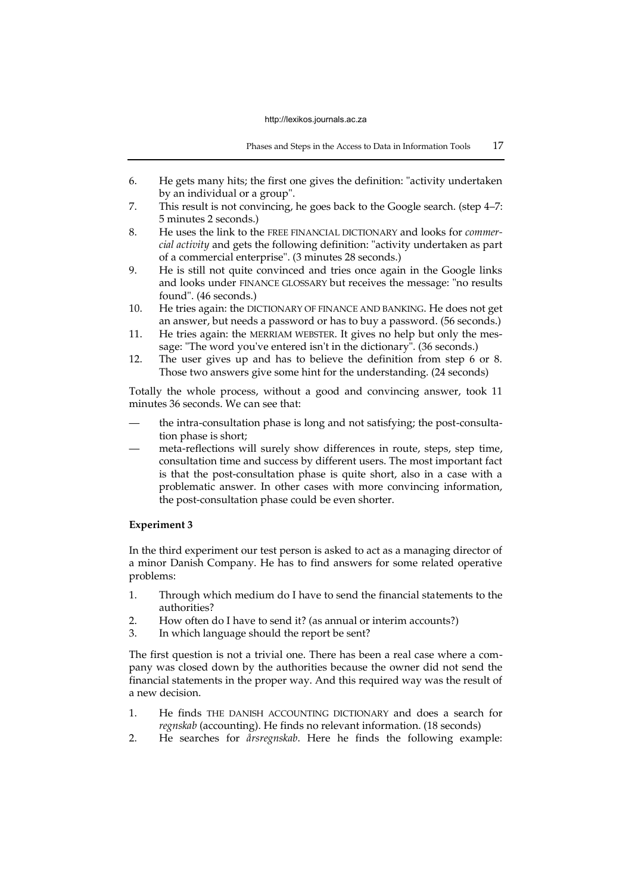6. He gets many hits; the first one gives the definition: "activity undertaken by an individual or a group".
7. This result is not convincing, he goes back to the Google search. (step 4–7: 5 minutes 2 seconds.)
8. He uses the link to the FREE FINANCIAL DICTIONARY and looks for *commercial activity* and gets the following definition: "activity undertaken as part of a commercial enterprise". (3 minutes 28 seconds.)
9. He is still not quite convinced and tries once again in the Google links and looks under FINANCE GLOSSARY but receives the message: "no results found". (46 seconds.)
10. He tries again: the DICTIONARY OF FINANCE AND BANKING. He does not get an answer, but needs a password or has to buy a password. (56 seconds.)
11. He tries again: the MERRIAM WEBSTER. It gives no help but only the message: "The word you've entered isn't in the dictionary". (36 seconds.)
12. The user gives up and has to believe the definition from step 6 or 8. Those two answers give some hint for the understanding. (24 seconds)

Totally the whole process, without a good and convincing answer, took 11 minutes 36 seconds. We can see that:

- the intra-consultation phase is long and not satisfying; the post-consultation phase is short;
- meta-reflections will surely show differences in route, steps, step time, consultation time and success by different users. The most important fact is that the post-consultation phase is quite short, also in a case with a problematic answer. In other cases with more convincing information, the post-consultation phase could be even shorter.

**Experiment 3**

In the third experiment our test person is asked to act as a managing director of a minor Danish Company. He has to find answers for some related operative problems:

1. Through which medium do I have to send the financial statements to the authorities?
2. How often do I have to send it? (as annual or interim accounts?)
3. In which language should the report be sent?

The first question is not a trivial one. There has been a real case where a company was closed down by the authorities because the owner did not send the financial statements in the proper way. And this required way was the result of a new decision.

1. He finds THE DANISH ACCOUNTING DICTIONARY and does a search for *regnskab* (accounting). He finds no relevant information. (18 seconds)
2. He searches for *årsregnskab*. Here he finds the following example: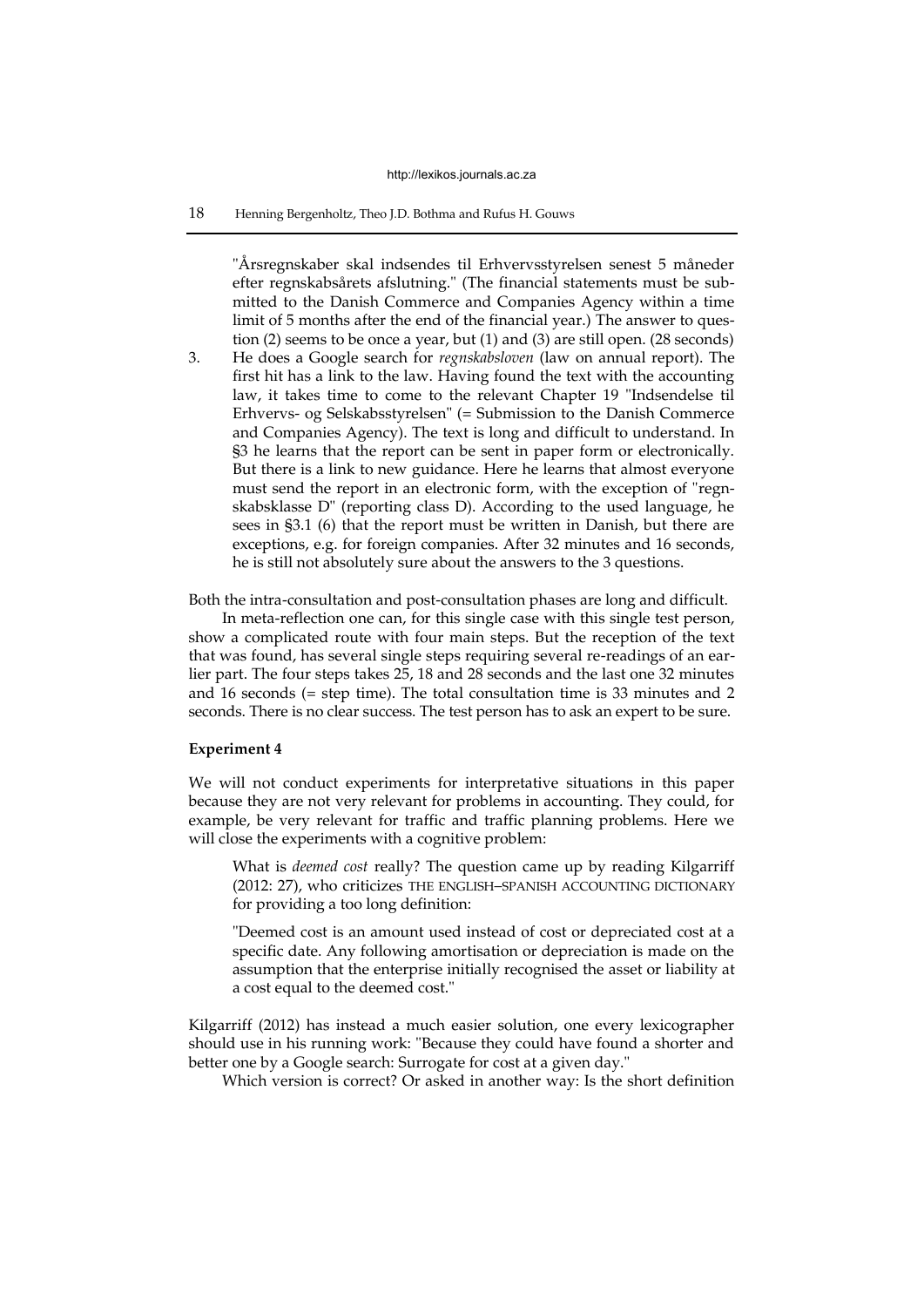"Årsregnskaber skal indsendes til Erhvervsstyrelsen senest 5 måneder efter regnskabsårets afslutning." (The financial statements must be submitted to the Danish Commerce and Companies Agency within a time limit of 5 months after the end of the financial year.) The answer to question (2) seems to be once a year, but (1) and (3) are still open. (28 seconds)

3. He does a Google search for *regnskabsloven* (law on annual report). The first hit has a link to the law. Having found the text with the accounting law, it takes time to come to the relevant Chapter 19 "Indsendelse til Erhvervs- og Selskabsstyrelsen" (= Submission to the Danish Commerce and Companies Agency). The text is long and difficult to understand. In §3 he learns that the report can be sent in paper form or electronically. But there is a link to new guidance. Here he learns that almost everyone must send the report in an electronic form, with the exception of "regnskabsklasse D" (reporting class D). According to the used language, he sees in §3.1 (6) that the report must be written in Danish, but there are exceptions, e.g. for foreign companies. After 32 minutes and 16 seconds, he is still not absolutely sure about the answers to the 3 questions.

Both the intra-consultation and post-consultation phases are long and difficult.

In meta-reflection one can, for this single case with this single test person, show a complicated route with four main steps. But the reception of the text that was found, has several single steps requiring several re-readings of an earlier part. The four steps takes 25, 18 and 28 seconds and the last one 32 minutes and 16 seconds (= step time). The total consultation time is 33 minutes and 2 seconds. There is no clear success. The test person has to ask an expert to be sure.

**Experiment 4**

We will not conduct experiments for interpretative situations in this paper because they are not very relevant for problems in accounting. They could, for example, be very relevant for traffic and traffic planning problems. Here we will close the experiments with a cognitive problem:

> What is *deemed cost* really? The question came up by reading Kilgarriff (2012: 27), who criticizes THE ENGLISH–SPANISH ACCOUNTING DICTIONARY for providing a too long definition:
>
> "Deemed cost is an amount used instead of cost or depreciated cost at a specific date. Any following amortisation or depreciation is made on the assumption that the enterprise initially recognised the asset or liability at a cost equal to the deemed cost."

Kilgarriff (2012) has instead a much easier solution, one every lexicographer should use in his running work: "Because they could have found a shorter and better one by a Google search: Surrogate for cost at a given day."

Which version is correct? Or asked in another way: Is the short definition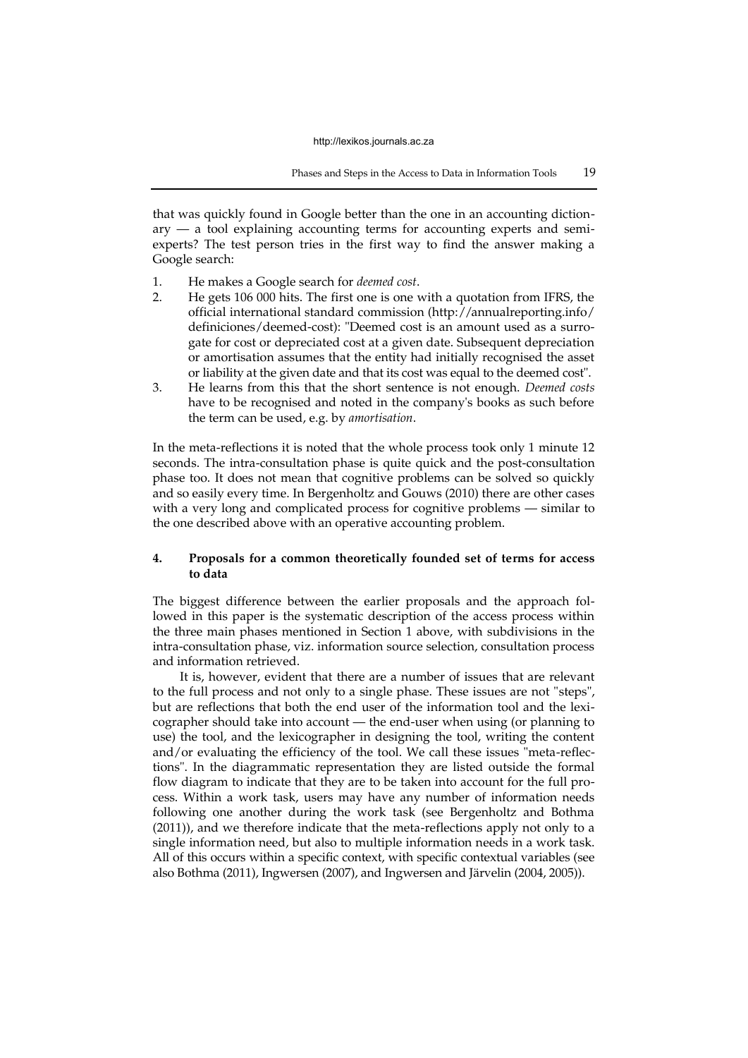that was quickly found in Google better than the one in an accounting dictionary — a tool explaining accounting terms for accounting experts and semi-experts? The test person tries in the first way to find the answer making a Google search:

1. He makes a Google search for *deemed cost*.
2. He gets 106 000 hits. The first one is one with a quotation from IFRS, the official international standard commission (http://annualreporting.info/definiciones/deemed-cost): "Deemed cost is an amount used as a surrogate for cost or depreciated cost at a given date. Subsequent depreciation or amortisation assumes that the entity had initially recognised the asset or liability at the given date and that its cost was equal to the deemed cost".
3. He learns from this that the short sentence is not enough. *Deemed costs* have to be recognised and noted in the company's books as such before the term can be used, e.g. by *amortisation*.

In the meta-reflections it is noted that the whole process took only 1 minute 12 seconds. The intra-consultation phase is quite quick and the post-consultation phase too. It does not mean that cognitive problems can be solved so quickly and so easily every time. In Bergenholtz and Gouws (2010) there are other cases with a very long and complicated process for cognitive problems — similar to the one described above with an operative accounting problem.

## 4. Proposals for a common theoretically founded set of terms for access to data

The biggest difference between the earlier proposals and the approach followed in this paper is the systematic description of the access process within the three main phases mentioned in Section 1 above, with subdivisions in the intra-consultation phase, viz. information source selection, consultation process and information retrieved.

It is, however, evident that there are a number of issues that are relevant to the full process and not only to a single phase. These issues are not "steps", but are reflections that both the end user of the information tool and the lexicographer should take into account — the end-user when using (or planning to use) the tool, and the lexicographer in designing the tool, writing the content and/or evaluating the efficiency of the tool. We call these issues "meta-reflections". In the diagrammatic representation they are listed outside the formal flow diagram to indicate that they are to be taken into account for the full process. Within a work task, users may have any number of information needs following one another during the work task (see Bergenholtz and Bothma (2011)), and we therefore indicate that the meta-reflections apply not only to a single information need, but also to multiple information needs in a work task. All of this occurs within a specific context, with specific contextual variables (see also Bothma (2011), Ingwersen (2007), and Ingwersen and Järvelin (2004, 2005)).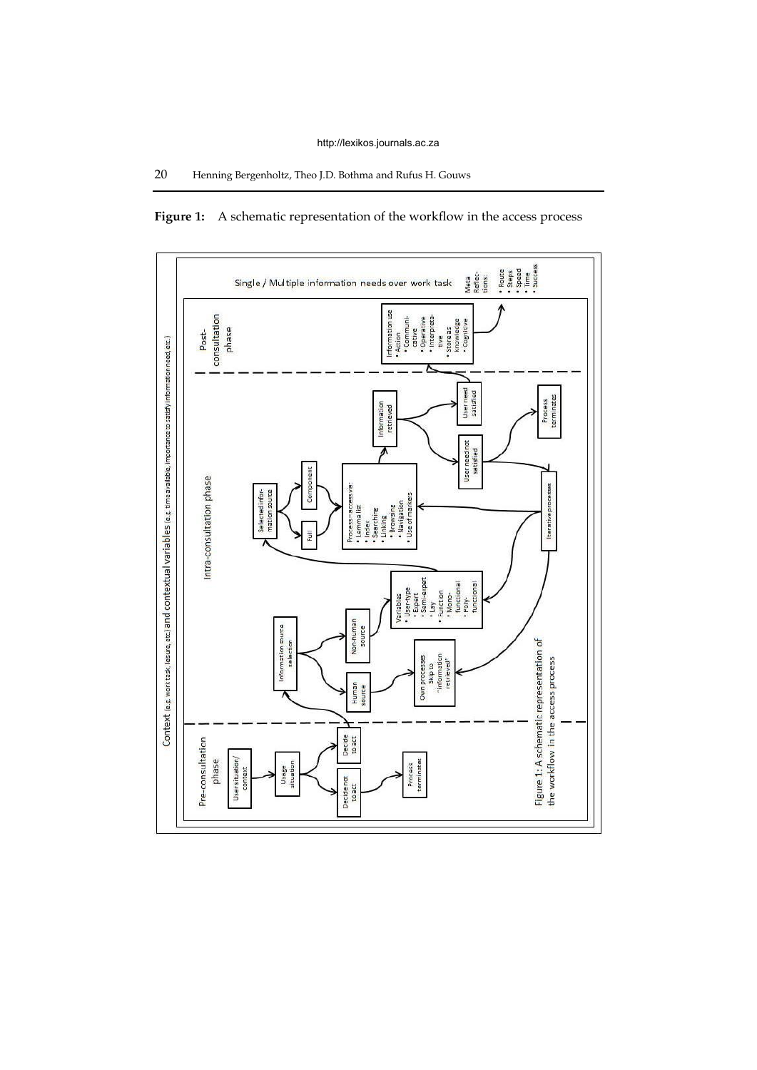**Figure 1:** A schematic representation of the workflow in the access process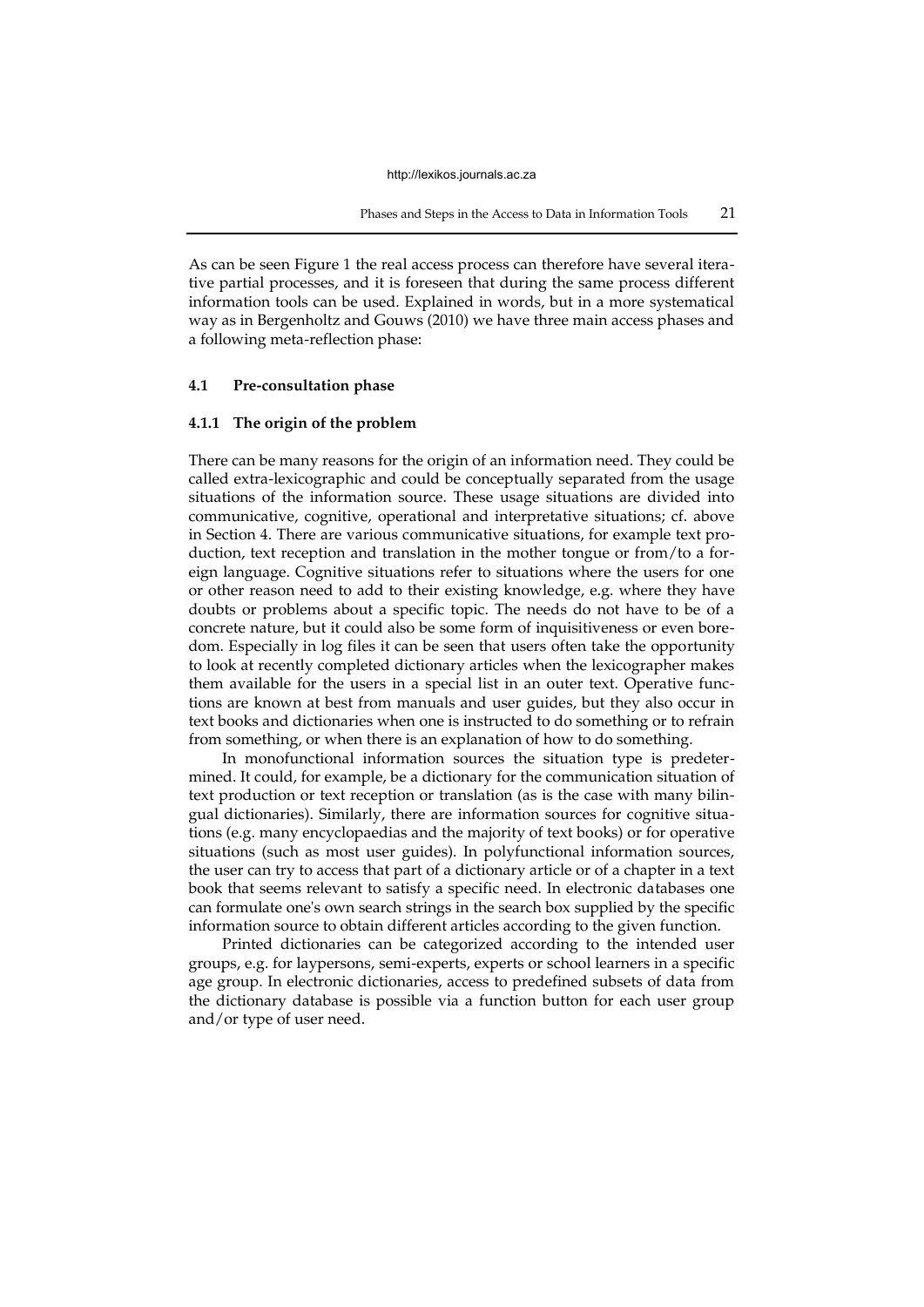As can be seen Figure 1 the real access process can therefore have several iterative partial processes, and it is foreseen that during the same process different information tools can be used. Explained in words, but in a more systematical way as in Bergenholtz and Gouws (2010) we have three main access phases and a following meta-reflection phase:

### 4.1 Pre-consultation phase

#### 4.1.1 The origin of the problem

There can be many reasons for the origin of an information need. They could be called extra-lexicographic and could be conceptually separated from the usage situations of the information source. These usage situations are divided into communicative, cognitive, operational and interpretative situations; cf. above in Section 4. There are various communicative situations, for example text production, text reception and translation in the mother tongue or from/to a foreign language. Cognitive situations refer to situations where the users for one or other reason need to add to their existing knowledge, e.g. where they have doubts or problems about a specific topic. The needs do not have to be of a concrete nature, but it could also be some form of inquisitiveness or even boredom. Especially in log files it can be seen that users often take the opportunity to look at recently completed dictionary articles when the lexicographer makes them available for the users in a special list in an outer text. Operative functions are known at best from manuals and user guides, but they also occur in text books and dictionaries when one is instructed to do something or to refrain from something, or when there is an explanation of how to do something.

In monofunctional information sources the situation type is predetermined. It could, for example, be a dictionary for the communication situation of text production or text reception or translation (as is the case with many bilingual dictionaries). Similarly, there are information sources for cognitive situations (e.g. many encyclopaedias and the majority of text books) or for operative situations (such as most user guides). In polyfunctional information sources, the user can try to access that part of a dictionary article or of a chapter in a text book that seems relevant to satisfy a specific need. In electronic databases one can formulate one's own search strings in the search box supplied by the specific information source to obtain different articles according to the given function.

Printed dictionaries can be categorized according to the intended user groups, e.g. for laypersons, semi-experts, experts or school learners in a specific age group. In electronic dictionaries, access to predefined subsets of data from the dictionary database is possible via a function button for each user group and/or type of user need.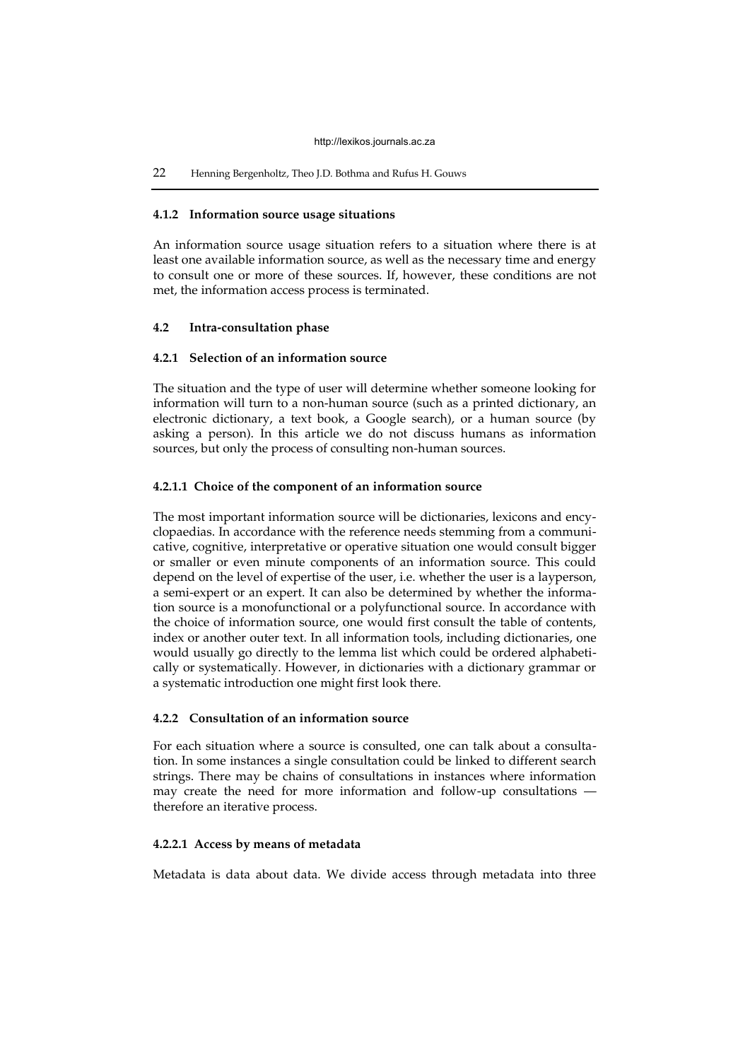#### 4.1.2 Information source usage situations

An information source usage situation refers to a situation where there is at least one available information source, as well as the necessary time and energy to consult one or more of these sources. If, however, these conditions are not met, the information access process is terminated.

### 4.2 Intra-consultation phase

#### 4.2.1 Selection of an information source

The situation and the type of user will determine whether someone looking for information will turn to a non-human source (such as a printed dictionary, an electronic dictionary, a text book, a Google search), or a human source (by asking a person). In this article we do not discuss humans as information sources, but only the process of consulting non-human sources.

##### 4.2.1.1 Choice of the component of an information source

The most important information source will be dictionaries, lexicons and encyclopaedias. In accordance with the reference needs stemming from a communicative, cognitive, interpretative or operative situation one would consult bigger or smaller or even minute components of an information source. This could depend on the level of expertise of the user, i.e. whether the user is a layperson, a semi-expert or an expert. It can also be determined by whether the information source is a monofunctional or a polyfunctional source. In accordance with the choice of information source, one would first consult the table of contents, index or another outer text. In all information tools, including dictionaries, one would usually go directly to the lemma list which could be ordered alphabetically or systematically. However, in dictionaries with a dictionary grammar or a systematic introduction one might first look there.

#### 4.2.2 Consultation of an information source

For each situation where a source is consulted, one can talk about a consultation. In some instances a single consultation could be linked to different search strings. There may be chains of consultations in instances where information may create the need for more information and follow-up consultations — therefore an iterative process.

##### 4.2.2.1 Access by means of metadata

Metadata is data about data. We divide access through metadata into three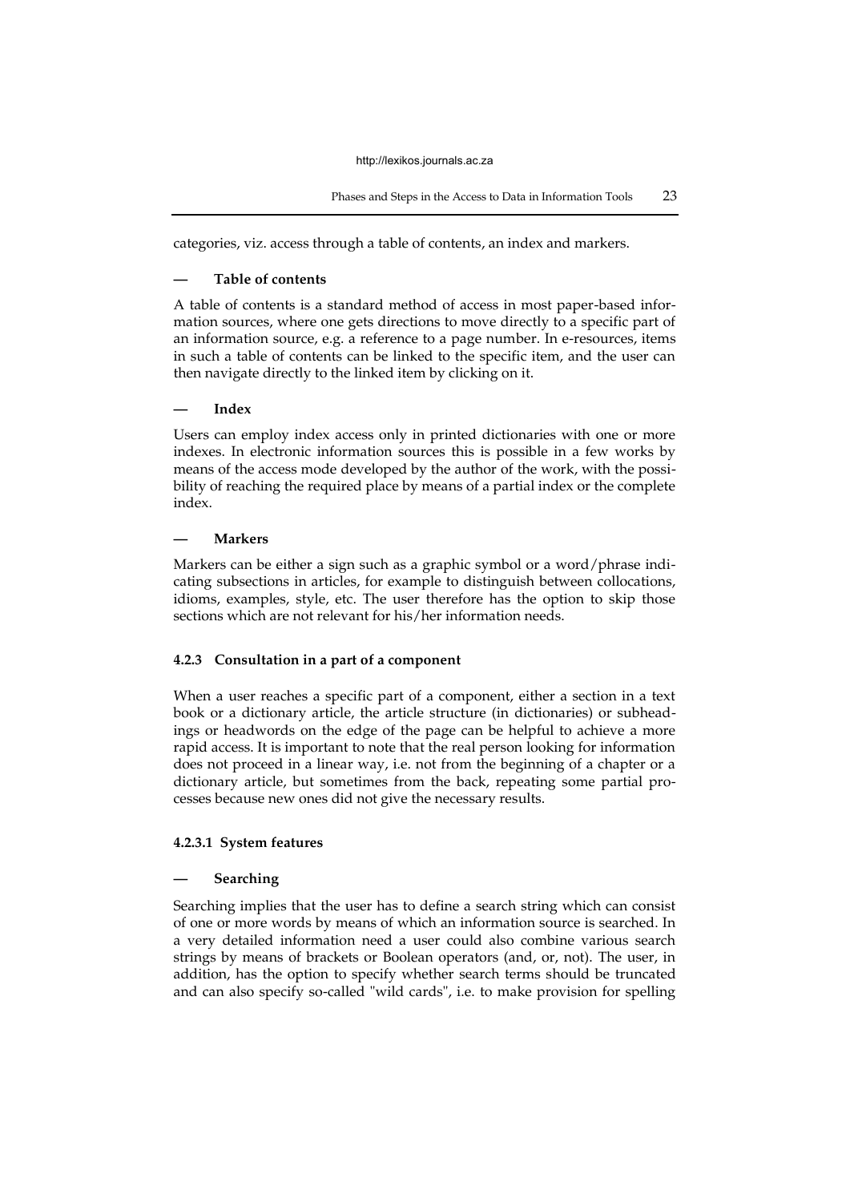categories, viz. access through a table of contents, an index and markers.

**— Table of contents**

A table of contents is a standard method of access in most paper-based information sources, where one gets directions to move directly to a specific part of an information source, e.g. a reference to a page number. In e-resources, items in such a table of contents can be linked to the specific item, and the user can then navigate directly to the linked item by clicking on it.

**— Index**

Users can employ index access only in printed dictionaries with one or more indexes. In electronic information sources this is possible in a few works by means of the access mode developed by the author of the work, with the possibility of reaching the required place by means of a partial index or the complete index.

**— Markers**

Markers can be either a sign such as a graphic symbol or a word/phrase indicating subsections in articles, for example to distinguish between collocations, idioms, examples, style, etc. The user therefore has the option to skip those sections which are not relevant for his/her information needs.

#### 4.2.3 Consultation in a part of a component

When a user reaches a specific part of a component, either a section in a text book or a dictionary article, the article structure (in dictionaries) or subheadings or headwords on the edge of the page can be helpful to achieve a more rapid access. It is important to note that the real person looking for information does not proceed in a linear way, i.e. not from the beginning of a chapter or a dictionary article, but sometimes from the back, repeating some partial processes because new ones did not give the necessary results.

##### 4.2.3.1 System features

**— Searching**

Searching implies that the user has to define a search string which can consist of one or more words by means of which an information source is searched. In a very detailed information need a user could also combine various search strings by means of brackets or Boolean operators (and, or, not). The user, in addition, has the option to specify whether search terms should be truncated and can also specify so-called "wild cards", i.e. to make provision for spelling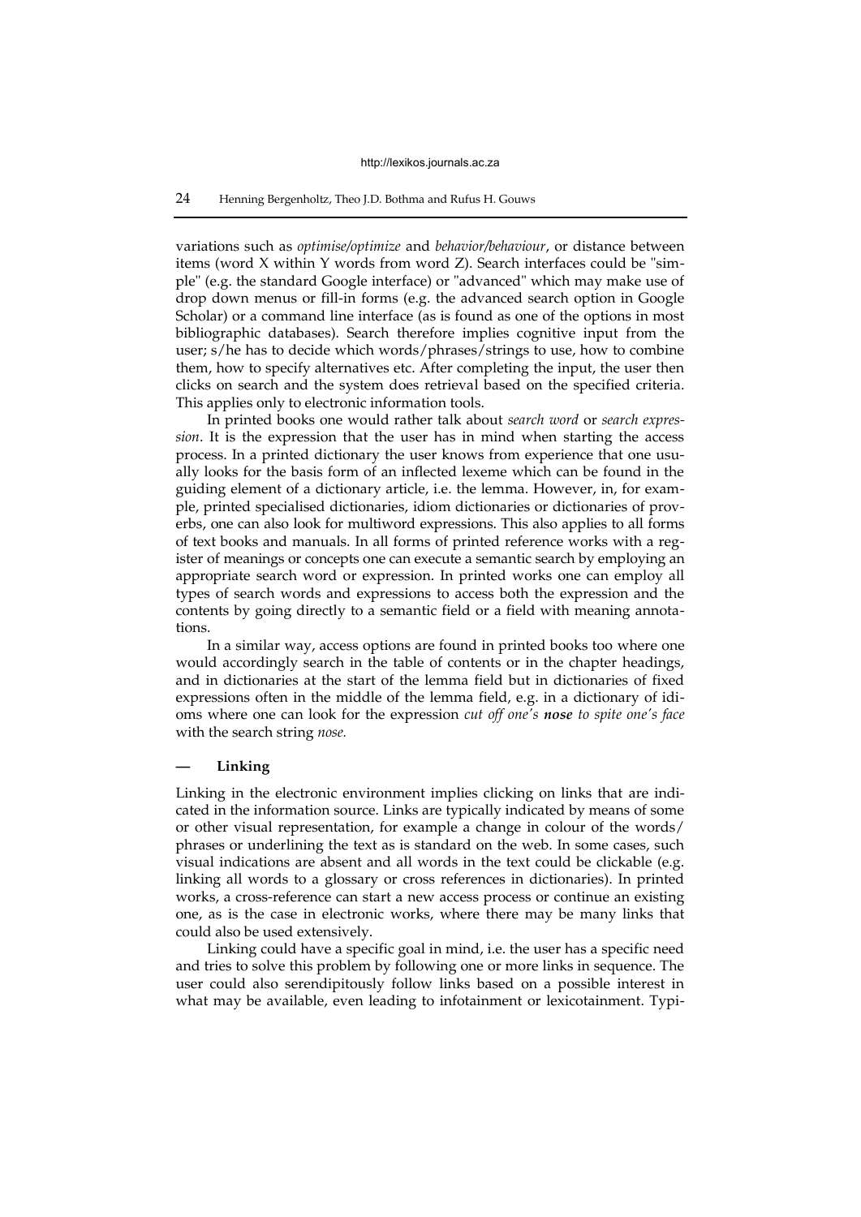variations such as *optimise/optimize* and *behavior/behaviour*, or distance between items (word X within Y words from word Z). Search interfaces could be "simple" (e.g. the standard Google interface) or "advanced" which may make use of drop down menus or fill-in forms (e.g. the advanced search option in Google Scholar) or a command line interface (as is found as one of the options in most bibliographic databases). Search therefore implies cognitive input from the user; s/he has to decide which words/phrases/strings to use, how to combine them, how to specify alternatives etc. After completing the input, the user then clicks on search and the system does retrieval based on the specified criteria. This applies only to electronic information tools.

In printed books one would rather talk about *search word* or *search expression*. It is the expression that the user has in mind when starting the access process. In a printed dictionary the user knows from experience that one usually looks for the basis form of an inflected lexeme which can be found in the guiding element of a dictionary article, i.e. the lemma. However, in, for example, printed specialised dictionaries, idiom dictionaries or dictionaries of proverbs, one can also look for multiword expressions. This also applies to all forms of text books and manuals. In all forms of printed reference works with a register of meanings or concepts one can execute a semantic search by employing an appropriate search word or expression. In printed works one can employ all types of search words and expressions to access both the expression and the contents by going directly to a semantic field or a field with meaning annotations.

In a similar way, access options are found in printed books too where one would accordingly search in the table of contents or in the chapter headings, and in dictionaries at the start of the lemma field but in dictionaries of fixed expressions often in the middle of the lemma field, e.g. in a dictionary of idioms where one can look for the expression *cut off one's **nose** to spite one's face* with the search string *nose.*

**— Linking**

Linking in the electronic environment implies clicking on links that are indicated in the information source. Links are typically indicated by means of some or other visual representation, for example a change in colour of the words/ phrases or underlining the text as is standard on the web. In some cases, such visual indications are absent and all words in the text could be clickable (e.g. linking all words to a glossary or cross references in dictionaries). In printed works, a cross-reference can start a new access process or continue an existing one, as is the case in electronic works, where there may be many links that could also be used extensively.

Linking could have a specific goal in mind, i.e. the user has a specific need and tries to solve this problem by following one or more links in sequence. The user could also serendipitously follow links based on a possible interest in what may be available, even leading to infotainment or lexicotainment. Typi-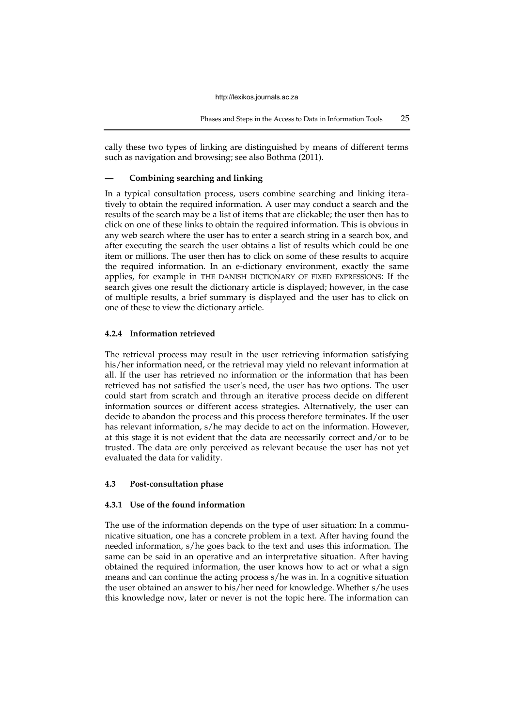cally these two types of linking are distinguished by means of different terms such as navigation and browsing; see also Bothma (2011).

#### — Combining searching and linking

In a typical consultation process, users combine searching and linking iteratively to obtain the required information. A user may conduct a search and the results of the search may be a list of items that are clickable; the user then has to click on one of these links to obtain the required information. This is obvious in any web search where the user has to enter a search string in a search box, and after executing the search the user obtains a list of results which could be one item or millions. The user then has to click on some of these results to acquire the required information. In an e-dictionary environment, exactly the same applies, for example in THE DANISH DICTIONARY OF FIXED EXPRESSIONS: If the search gives one result the dictionary article is displayed; however, in the case of multiple results, a brief summary is displayed and the user has to click on one of these to view the dictionary article.

### 4.2.4 Information retrieved

The retrieval process may result in the user retrieving information satisfying his/her information need, or the retrieval may yield no relevant information at all. If the user has retrieved no information or the information that has been retrieved has not satisfied the user's need, the user has two options. The user could start from scratch and through an iterative process decide on different information sources or different access strategies. Alternatively, the user can decide to abandon the process and this process therefore terminates. If the user has relevant information, s/he may decide to act on the information. However, at this stage it is not evident that the data are necessarily correct and/or to be trusted. The data are only perceived as relevant because the user has not yet evaluated the data for validity.

## 4.3 Post-consultation phase

### 4.3.1 Use of the found information

The use of the information depends on the type of user situation: In a communicative situation, one has a concrete problem in a text. After having found the needed information, s/he goes back to the text and uses this information. The same can be said in an operative and an interpretative situation. After having obtained the required information, the user knows how to act or what a sign means and can continue the acting process s/he was in. In a cognitive situation the user obtained an answer to his/her need for knowledge. Whether s/he uses this knowledge now, later or never is not the topic here. The information can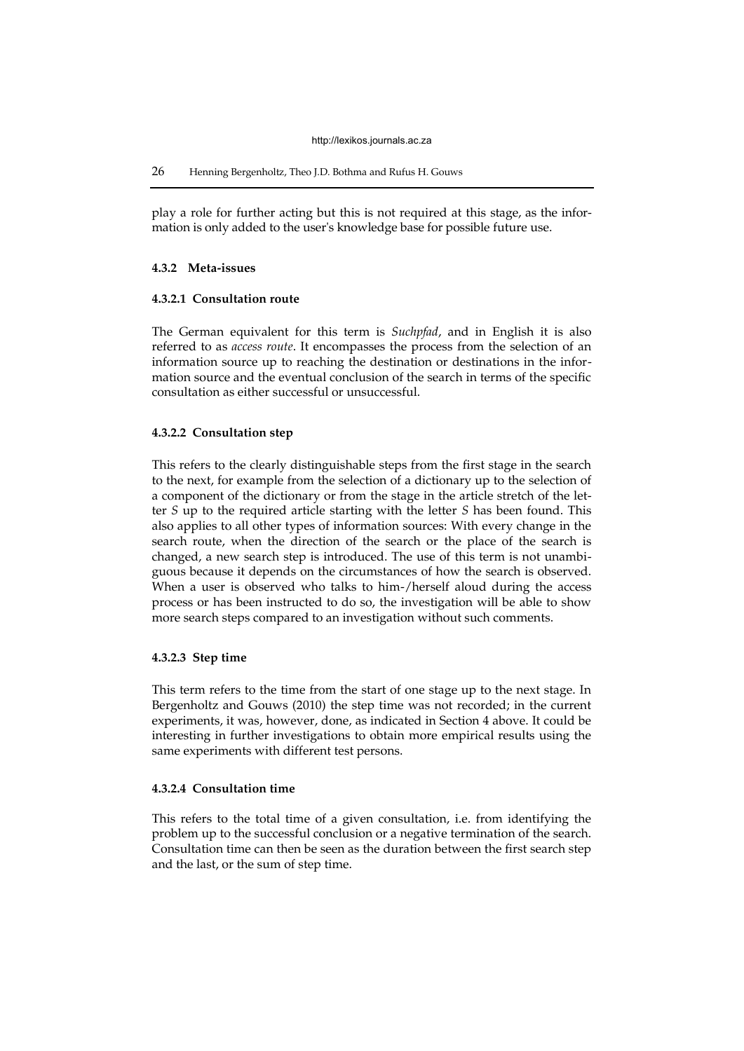play a role for further acting but this is not required at this stage, as the information is only added to the user's knowledge base for possible future use.

### 4.3.2 Meta-issues

#### 4.3.2.1 Consultation route

The German equivalent for this term is *Suchpfad*, and in English it is also referred to as *access route*. It encompasses the process from the selection of an information source up to reaching the destination or destinations in the information source and the eventual conclusion of the search in terms of the specific consultation as either successful or unsuccessful.

#### 4.3.2.2 Consultation step

This refers to the clearly distinguishable steps from the first stage in the search to the next, for example from the selection of a dictionary up to the selection of a component of the dictionary or from the stage in the article stretch of the letter *S* up to the required article starting with the letter *S* has been found. This also applies to all other types of information sources: With every change in the search route, when the direction of the search or the place of the search is changed, a new search step is introduced. The use of this term is not unambiguous because it depends on the circumstances of how the search is observed. When a user is observed who talks to him-/herself aloud during the access process or has been instructed to do so, the investigation will be able to show more search steps compared to an investigation without such comments.

#### 4.3.2.3 Step time

This term refers to the time from the start of one stage up to the next stage. In Bergenholtz and Gouws (2010) the step time was not recorded; in the current experiments, it was, however, done, as indicated in Section 4 above. It could be interesting in further investigations to obtain more empirical results using the same experiments with different test persons.

#### 4.3.2.4 Consultation time

This refers to the total time of a given consultation, i.e. from identifying the problem up to the successful conclusion or a negative termination of the search. Consultation time can then be seen as the duration between the first search step and the last, or the sum of step time.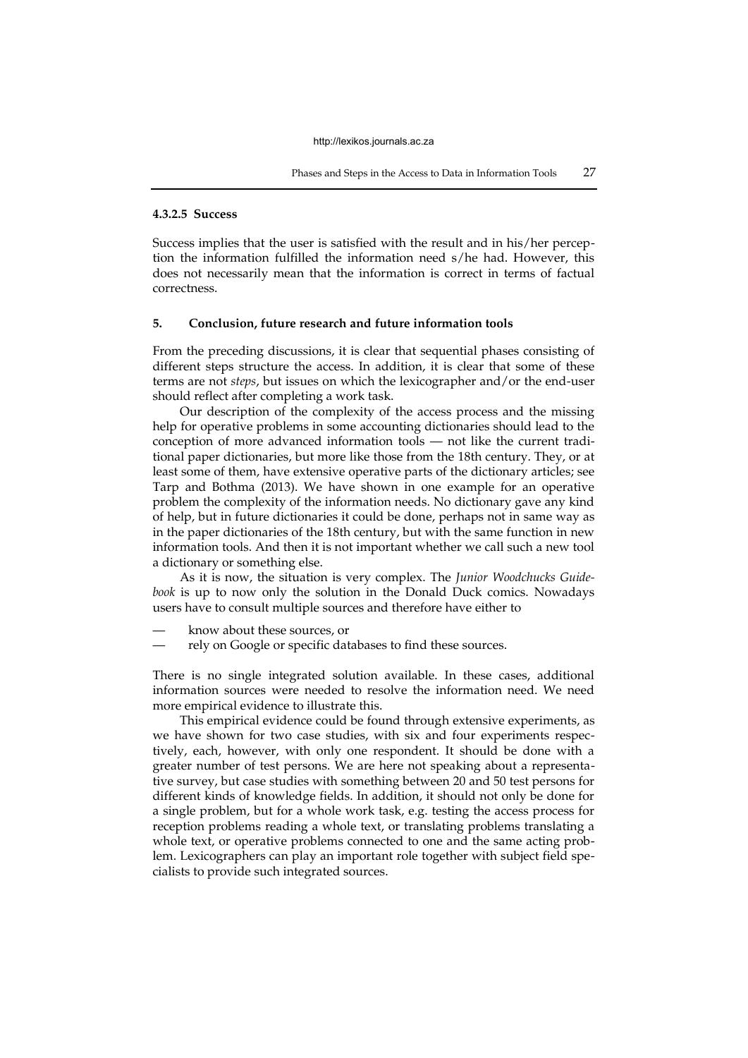#### 4.3.2.5 Success

Success implies that the user is satisfied with the result and in his/her perception the information fulfilled the information need s/he had. However, this does not necessarily mean that the information is correct in terms of factual correctness.

## 5. Conclusion, future research and future information tools

From the preceding discussions, it is clear that sequential phases consisting of different steps structure the access. In addition, it is clear that some of these terms are not *steps*, but issues on which the lexicographer and/or the end-user should reflect after completing a work task.

Our description of the complexity of the access process and the missing help for operative problems in some accounting dictionaries should lead to the conception of more advanced information tools — not like the current traditional paper dictionaries, but more like those from the 18th century. They, or at least some of them, have extensive operative parts of the dictionary articles; see Tarp and Bothma (2013). We have shown in one example for an operative problem the complexity of the information needs. No dictionary gave any kind of help, but in future dictionaries it could be done, perhaps not in same way as in the paper dictionaries of the 18th century, but with the same function in new information tools. And then it is not important whether we call such a new tool a dictionary or something else.

As it is now, the situation is very complex. The *Junior Woodchucks Guidebook* is up to now only the solution in the Donald Duck comics. Nowadays users have to consult multiple sources and therefore have either to

- know about these sources, or
- rely on Google or specific databases to find these sources.

There is no single integrated solution available. In these cases, additional information sources were needed to resolve the information need. We need more empirical evidence to illustrate this.

This empirical evidence could be found through extensive experiments, as we have shown for two case studies, with six and four experiments respectively, each, however, with only one respondent. It should be done with a greater number of test persons. We are here not speaking about a representative survey, but case studies with something between 20 and 50 test persons for different kinds of knowledge fields. In addition, it should not only be done for a single problem, but for a whole work task, e.g. testing the access process for reception problems reading a whole text, or translating problems translating a whole text, or operative problems connected to one and the same acting problem. Lexicographers can play an important role together with subject field specialists to provide such integrated sources.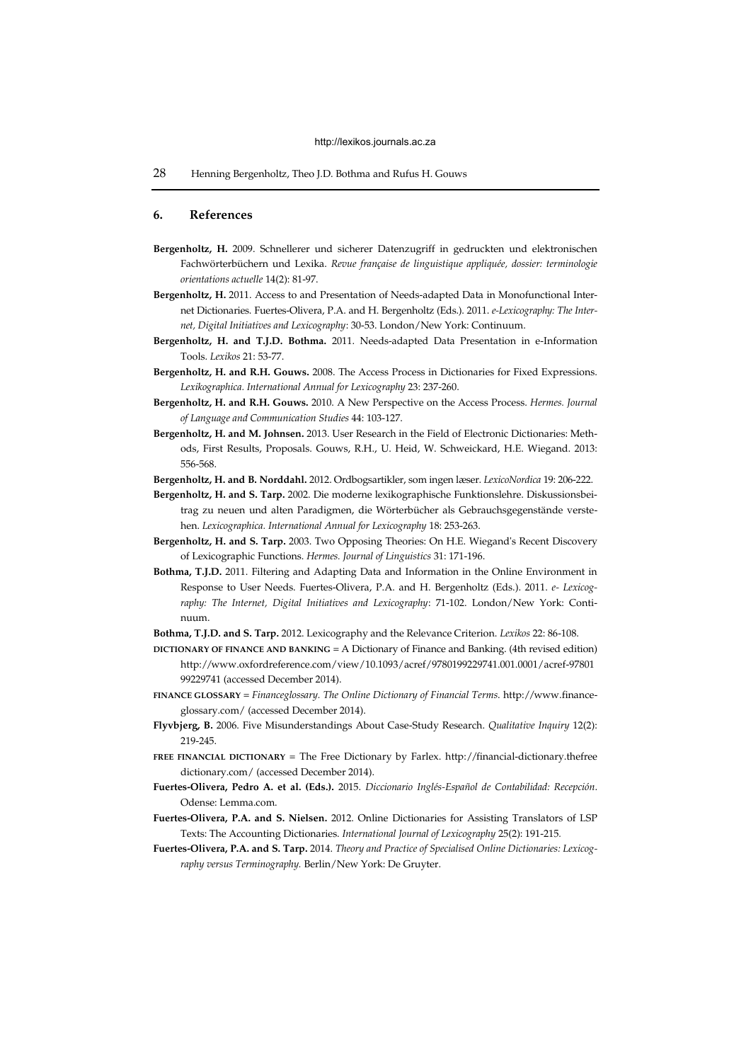## 6. References

**Bergenholtz, H.** 2009. Schnellerer und sicherer Datenzugriff in gedruckten und elektronischen Fachwörterbüchern und Lexika. *Revue française de linguistique appliquée, dossier: terminologie orientations actuelle* 14(2): 81-97.

**Bergenholtz, H.** 2011. Access to and Presentation of Needs-adapted Data in Monofunctional Internet Dictionaries. Fuertes-Olivera, P.A. and H. Bergenholtz (Eds.). 2011. *e-Lexicography: The Internet, Digital Initiatives and Lexicography*: 30-53. London/New York: Continuum.

**Bergenholtz, H. and T.J.D. Bothma.** 2011. Needs-adapted Data Presentation in e-Information Tools. *Lexikos* 21: 53-77.

**Bergenholtz, H. and R.H. Gouws.** 2008. The Access Process in Dictionaries for Fixed Expressions. *Lexikographica. International Annual for Lexicography* 23: 237-260.

**Bergenholtz, H. and R.H. Gouws.** 2010. A New Perspective on the Access Process. *Hermes. Journal of Language and Communication Studies* 44: 103-127.

**Bergenholtz, H. and M. Johnsen.** 2013. User Research in the Field of Electronic Dictionaries: Methods, First Results, Proposals. Gouws, R.H., U. Heid, W. Schweickard, H.E. Wiegand. 2013: 556-568.

**Bergenholtz, H. and B. Norddahl.** 2012. Ordbogsartikler, som ingen læser. *LexicoNordica* 19: 206-222.

**Bergenholtz, H. and S. Tarp.** 2002. Die moderne lexikographische Funktionslehre. Diskussionsbeitrag zu neuen und alten Paradigmen, die Wörterbücher als Gebrauchsgegenstände verstehen. *Lexicographica. International Annual for Lexicography* 18: 253-263.

**Bergenholtz, H. and S. Tarp.** 2003. Two Opposing Theories: On H.E. Wiegand's Recent Discovery of Lexicographic Functions. *Hermes. Journal of Linguistics* 31: 171-196.

**Bothma, T.J.D.** 2011. Filtering and Adapting Data and Information in the Online Environment in Response to User Needs. Fuertes-Olivera, P.A. and H. Bergenholtz (Eds.). 2011. *e- Lexicography: The Internet, Digital Initiatives and Lexicography*: 71-102. London/New York: Continuum.

**Bothma, T.J.D. and S. Tarp.** 2012. Lexicography and the Relevance Criterion. *Lexikos* 22: 86-108.

**DICTIONARY OF FINANCE AND BANKING** = A Dictionary of Finance and Banking. (4th revised edition) http://www.oxfordreference.com/view/10.1093/acref/9780199229741.001.0001/acref-9780199229741 (accessed December 2014).

**FINANCE GLOSSARY** = *Financeglossary. The Online Dictionary of Financial Terms*. http://www.financeglossary.com/ (accessed December 2014).

**Flyvbjerg, B.** 2006. Five Misunderstandings About Case-Study Research. *Qualitative Inquiry* 12(2): 219-245.

**FREE FINANCIAL DICTIONARY** = The Free Dictionary by Farlex. http://financial-dictionary.thefreedictionary.com/ (accessed December 2014).

**Fuertes-Olivera, Pedro A. et al. (Eds.).** 2015. *Diccionario Inglés-Español de Contabilidad: Recepción*. Odense: Lemma.com.

**Fuertes-Olivera, P.A. and S. Nielsen.** 2012. Online Dictionaries for Assisting Translators of LSP Texts: The Accounting Dictionaries. *International Journal of Lexicography* 25(2): 191-215.

**Fuertes-Olivera, P.A. and S. Tarp.** 2014. *Theory and Practice of Specialised Online Dictionaries: Lexicography versus Terminography.* Berlin/New York: De Gruyter.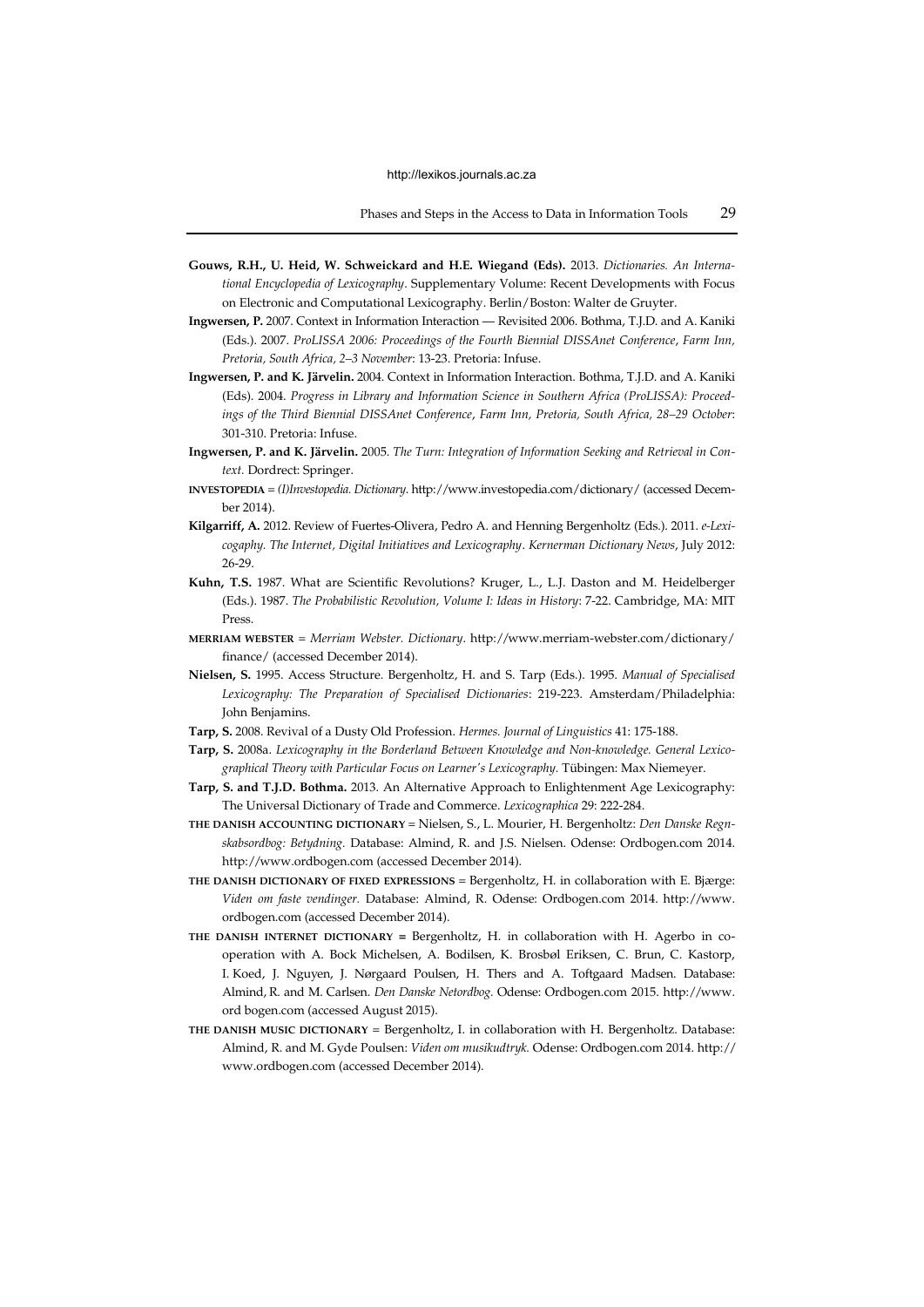**Gouws, R.H., U. Heid, W. Schweickard and H.E. Wiegand (Eds).** 2013. *Dictionaries. An International Encyclopedia of Lexicography*. Supplementary Volume: Recent Developments with Focus on Electronic and Computational Lexicography. Berlin/Boston: Walter de Gruyter.

**Ingwersen, P.** 2007. Context in Information Interaction — Revisited 2006. Bothma, T.J.D. and A. Kaniki (Eds.). 2007. *ProLISSA 2006: Proceedings of the Fourth Biennial DISSAnet Conference*, *Farm Inn, Pretoria, South Africa, 2–3 November*: 13-23. Pretoria: Infuse.

**Ingwersen, P. and K. Järvelin.** 2004. Context in Information Interaction. Bothma, T.J.D. and A. Kaniki (Eds). 2004. *Progress in Library and Information Science in Southern Africa (ProLISSA): Proceedings of the Third Biennial DISSAnet Conference*, *Farm Inn, Pretoria, South Africa, 28–29 October*: 301-310. Pretoria: Infuse.

**Ingwersen, P. and K. Järvelin.** 2005. *The Turn: Integration of Information Seeking and Retrieval in Context.* Dordrect: Springer.

**INVESTOPEDIA** = *(I)Investopedia. Dictionary*. http://www.investopedia.com/dictionary/ (accessed December 2014).

**Kilgarriff, A.** 2012. Review of Fuertes-Olivera, Pedro A. and Henning Bergenholtz (Eds.). 2011. *e-Lexicogaphy. The Internet, Digital Initiatives and Lexicography*. *Kernerman Dictionary News*, July 2012: 26-29.

**Kuhn, T.S.** 1987. What are Scientific Revolutions? Kruger, L., L.J. Daston and M. Heidelberger (Eds.). 1987. *The Probabilistic Revolution, Volume I: Ideas in History*: 7-22. Cambridge, MA: MIT Press.

**MERRIAM WEBSTER** = *Merriam Webster. Dictionary*. http://www.merriam-webster.com/dictionary/finance/ (accessed December 2014).

**Nielsen, S.** 1995. Access Structure. Bergenholtz, H. and S. Tarp (Eds.). 1995. *Manual of Specialised Lexicography: The Preparation of Specialised Dictionaries*: 219-223. Amsterdam/Philadelphia: John Benjamins.

**Tarp, S.** 2008. Revival of a Dusty Old Profession. *Hermes. Journal of Linguistics* 41: 175-188.

**Tarp, S.** 2008a. *Lexicography in the Borderland Between Knowledge and Non-knowledge. General Lexicographical Theory with Particular Focus on Learner's Lexicography.* Tübingen: Max Niemeyer.

**Tarp, S. and T.J.D. Bothma.** 2013. An Alternative Approach to Enlightenment Age Lexicography: The Universal Dictionary of Trade and Commerce. *Lexicographica* 29: 222-284.

**THE DANISH ACCOUNTING DICTIONARY** = Nielsen, S., L. Mourier, H. Bergenholtz: *Den Danske Regnskabsordbog: Betydning.* Database: Almind, R. and J.S. Nielsen. Odense: Ordbogen.com 2014. http://www.ordbogen.com (accessed December 2014).

**THE DANISH DICTIONARY OF FIXED EXPRESSIONS** = Bergenholtz, H. in collaboration with E. Bjærge: *Viden om faste vendinger.* Database: Almind, R. Odense: Ordbogen.com 2014. http://www.ordbogen.com (accessed December 2014).

**THE DANISH INTERNET DICTIONARY** = Bergenholtz, H. in collaboration with H. Agerbo in cooperation with A. Bock Michelsen, A. Bodilsen, K. Brosbøl Eriksen, C. Brun, C. Kastorp, I. Koed, J. Nguyen, J. Nørgaard Poulsen, H. Thers and A. Toftgaard Madsen. Database: Almind, R. and M. Carlsen. *Den Danske Netordbog.* Odense: Ordbogen.com 2015. http://www.ord bogen.com (accessed August 2015).

**THE DANISH MUSIC DICTIONARY** = Bergenholtz, I. in collaboration with H. Bergenholtz. Database: Almind, R. and M. Gyde Poulsen: *Viden om musikudtryk.* Odense: Ordbogen.com 2014. http://www.ordbogen.com (accessed December 2014).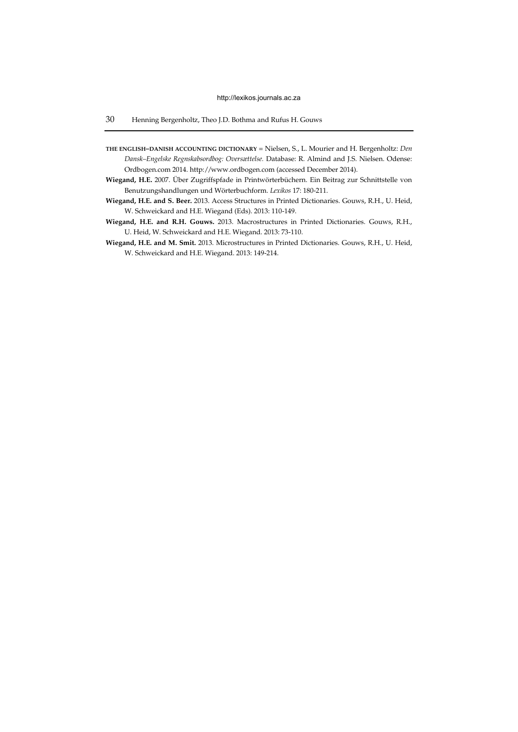**THE ENGLISH–DANISH ACCOUNTING DICTIONARY** = Nielsen, S., L. Mourier and H. Bergenholtz: *Den Dansk–Engelske Regnskabsordbog: Oversættelse.* Database: R. Almind and J.S. Nielsen. Odense: Ordbogen.com 2014. http://www.ordbogen.com (accessed December 2014).

**Wiegand, H.E.** 2007. Über Zugriffspfade in Printwörterbüchern. Ein Beitrag zur Schnittstelle von Benutzungshandlungen und Wörterbuchform. *Lexikos* 17: 180-211.

**Wiegand, H.E. and S. Beer.** 2013. Access Structures in Printed Dictionaries. Gouws, R.H., U. Heid, W. Schweickard and H.E. Wiegand (Eds). 2013: 110-149.

**Wiegand, H.E. and R.H. Gouws.** 2013. Macrostructures in Printed Dictionaries. Gouws, R.H., U. Heid, W. Schweickard and H.E. Wiegand. 2013: 73-110.

**Wiegand, H.E. and M. Smit.** 2013. Microstructures in Printed Dictionaries. Gouws, R.H., U. Heid, W. Schweickard and H.E. Wiegand. 2013: 149-214.